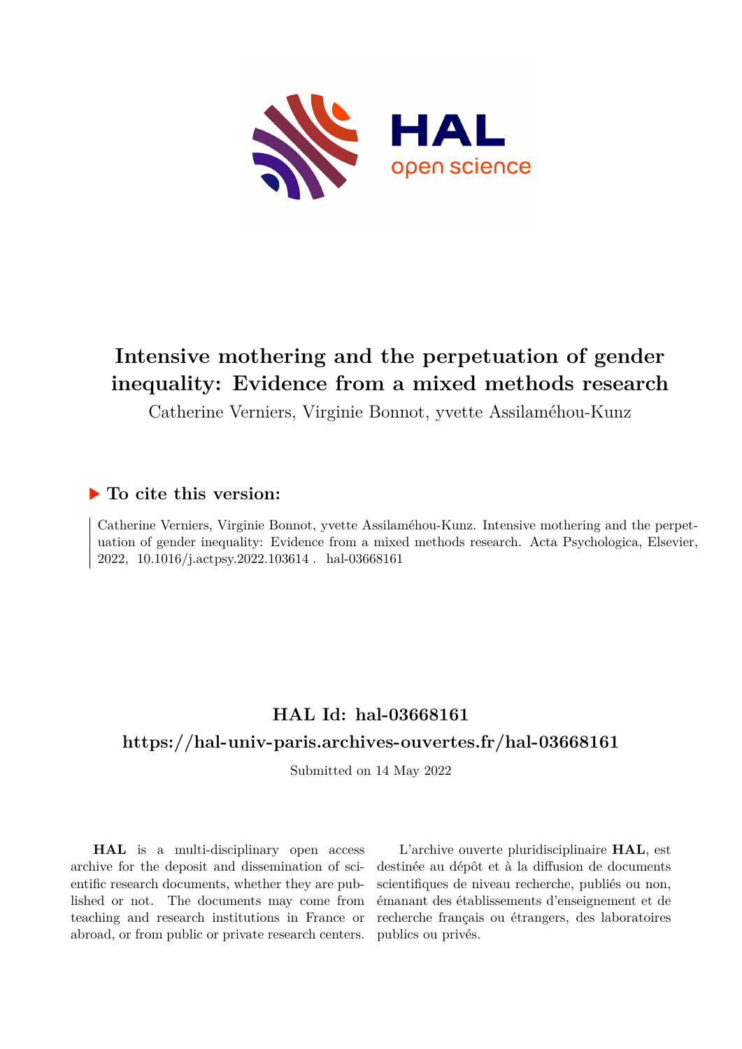# Intensive mothering and the perpetuation of gender inequality: Evidence from a mixed methods research

Catherine Verniers, Virginie Bonnot, yvette Assilaméhou-Kunz

## ▶ To cite this version:

Catherine Verniers, Virginie Bonnot, yvette Assilaméhou-Kunz. Intensive mothering and the perpetuation of gender inequality: Evidence from a mixed methods research. Acta Psychologica, Elsevier, 2022, 10.1016/j.actpsy.2022.103614. hal-03668161

## HAL Id: hal-03668161

## https://hal-univ-paris.archives-ouvertes.fr/hal-03668161

Submitted on 14 May 2022

**HAL** is a multi-disciplinary open access archive for the deposit and dissemination of scientific research documents, whether they are published or not. The documents may come from teaching and research institutions in France or abroad, or from public or private research centers.

L'archive ouverte pluridisciplinaire **HAL**, est destinée au dépôt et à la diffusion de documents scientifiques de niveau recherche, publiés ou non, émanant des établissements d'enseignement et de recherche français ou étrangers, des laboratoires publics ou privés.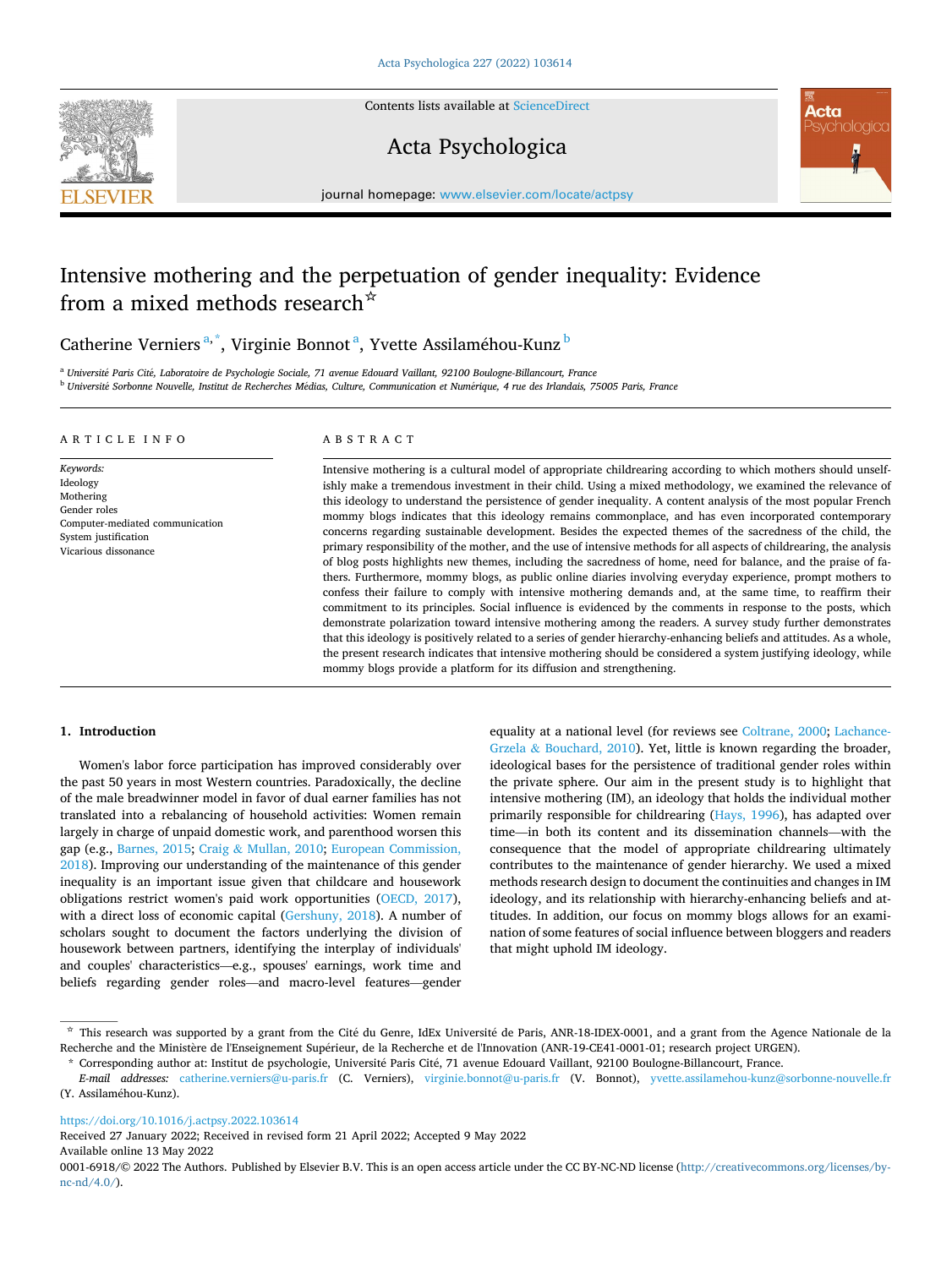# Intensive mothering and the perpetuation of gender inequality: Evidence from a mixed methods research☆

Catherine Verniers[a,*], Virginie Bonnot[a], Yvette Assilaméhou-Kunz[b]

[a] *Université Paris Cité, Laboratoire de Psychologie Sociale, 71 avenue Edouard Vaillant, 92100 Boulogne-Billancourt, France*

[b] *Université Sorbonne Nouvelle, Institut de Recherches Médias, Culture, Communication et Numérique, 4 rue des Irlandais, 75005 Paris, France*

## ARTICLE INFO

*Keywords:*
Ideology
Mothering
Gender roles
Computer-mediated communication
System justification
Vicarious dissonance

## ABSTRACT

Intensive mothering is a cultural model of appropriate childrearing according to which mothers should unselfishly make a tremendous investment in their child. Using a mixed methodology, we examined the relevance of this ideology to understand the persistence of gender inequality. A content analysis of the most popular French mommy blogs indicates that this ideology remains commonplace, and has even incorporated contemporary concerns regarding sustainable development. Besides the expected themes of the sacredness of the child, the primary responsibility of the mother, and the use of intensive methods for all aspects of childrearing, the analysis of blog posts highlights new themes, including the sacredness of home, need for balance, and the praise of fathers. Furthermore, mommy blogs, as public online diaries involving everyday experience, prompt mothers to confess their failure to comply with intensive mothering demands and, at the same time, to reaffirm their commitment to its principles. Social influence is evidenced by the comments in response to the posts, which demonstrate polarization toward intensive mothering among the readers. A survey study further demonstrates that this ideology is positively related to a series of gender hierarchy-enhancing beliefs and attitudes. As a whole, the present research indicates that intensive mothering should be considered a system justifying ideology, while mommy blogs provide a platform for its diffusion and strengthening.

## 1. Introduction

Women's labor force participation has improved considerably over the past 50 years in most Western countries. Paradoxically, the decline of the male breadwinner model in favor of dual earner families has not translated into a rebalancing of household activities: Women remain largely in charge of unpaid domestic work, and parenthood worsen this gap (e.g., Barnes, 2015; Craig & Mullan, 2010; European Commission, 2018). Improving our understanding of the maintenance of this gender inequality is an important issue given that childcare and housework obligations restrict women's paid work opportunities (OECD, 2017), with a direct loss of economic capital (Gershuny, 2018). A number of scholars sought to document the factors underlying the division of housework between partners, identifying the interplay of individuals' and couples' characteristics—e.g., spouses' earnings, work time and beliefs regarding gender roles—and macro-level features—gender equality at a national level (for reviews see Coltrane, 2000; Lachance-Grzela & Bouchard, 2010). Yet, little is known regarding the broader, ideological bases for the persistence of traditional gender roles within the private sphere. Our aim in the present study is to highlight that intensive mothering (IM), an ideology that holds the individual mother primarily responsible for childrearing (Hays, 1996), has adapted over time—in both its content and its dissemination channels—with the consequence that the model of appropriate childrearing ultimately contributes to the maintenance of gender hierarchy. We used a mixed methods research design to document the continuities and changes in IM ideology, and its relationship with hierarchy-enhancing beliefs and attitudes. In addition, our focus on mommy blogs allows for an examination of some features of social influence between bloggers and readers that might uphold IM ideology.

---

☆ This research was supported by a grant from the Cité du Genre, IdEx Université de Paris, ANR-18-IDEX-0001, and a grant from the Agence Nationale de la Recherche and the Ministère de l'Enseignement Supérieur, de la Recherche et de l'Innovation (ANR-19-CE41-0001-01; research project URGEN).

* Corresponding author at: Institut de psychologie, Université Paris Cité, 71 avenue Edouard Vaillant, 92100 Boulogne-Billancourt, France.

*E-mail addresses:* catherine.verniers@u-paris.fr (C. Verniers), virginie.bonnot@u-paris.fr (V. Bonnot), yvette.assilamehou-kunz@sorbonne-nouvelle.fr (Y. Assilaméhou-Kunz).

https://doi.org/10.1016/j.actpsy.2022.103614

Received 27 January 2022; Received in revised form 21 April 2022; Accepted 9 May 2022

Available online 13 May 2022

0001-6918/© 2022 The Authors. Published by Elsevier B.V. This is an open access article under the CC BY-NC-ND license (http://creativecommons.org/licenses/by-nc-nd/4.0/).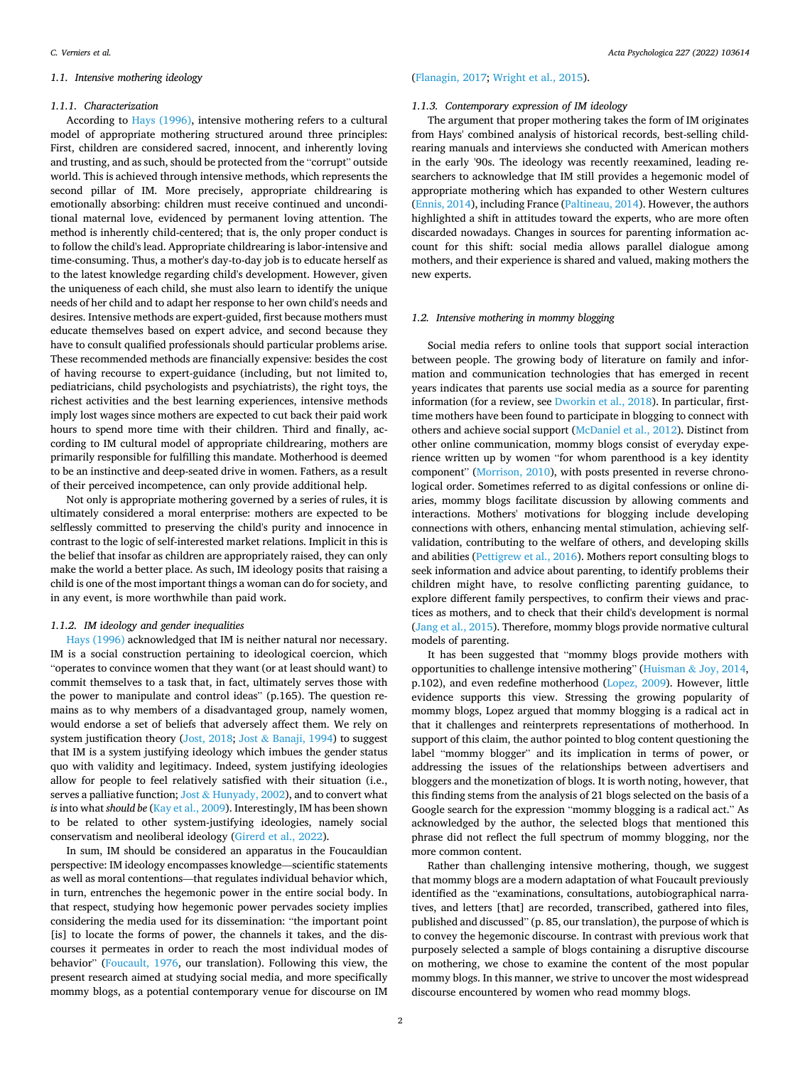### 1.1. Intensive mothering ideology

#### 1.1.1. Characterization

According to Hays (1996), intensive mothering refers to a cultural model of appropriate mothering structured around three principles: First, children are considered sacred, innocent, and inherently loving and trusting, and as such, should be protected from the "corrupt" outside world. This is achieved through intensive methods, which represents the second pillar of IM. More precisely, appropriate childrearing is emotionally absorbing: children must receive continued and unconditional maternal love, evidenced by permanent loving attention. The method is inherently child-centered; that is, the only proper conduct is to follow the child's lead. Appropriate childrearing is labor-intensive and time-consuming. Thus, a mother's day-to-day job is to educate herself as to the latest knowledge regarding child's development. However, given the uniqueness of each child, she must also learn to identify the unique needs of her child and to adapt her response to her own child's needs and desires. Intensive methods are expert-guided, first because mothers must educate themselves based on expert advice, and second because they have to consult qualified professionals should particular problems arise. These recommended methods are financially expensive: besides the cost of having recourse to expert-guidance (including, but not limited to, pediatricians, child psychologists and psychiatrists), the right toys, the richest activities and the best learning experiences, intensive methods imply lost wages since mothers are expected to cut back their paid work hours to spend more time with their children. Third and finally, according to IM cultural model of appropriate childrearing, mothers are primarily responsible for fulfilling this mandate. Motherhood is deemed to be an instinctive and deep-seated drive in women. Fathers, as a result of their perceived incompetence, can only provide additional help.

Not only is appropriate mothering governed by a series of rules, it is ultimately considered a moral enterprise: mothers are expected to be selflessly committed to preserving the child's purity and innocence in contrast to the logic of self-interested market relations. Implicit in this is the belief that insofar as children are appropriately raised, they can only make the world a better place. As such, IM ideology posits that raising a child is one of the most important things a woman can do for society, and in any event, is more worthwhile than paid work.

#### 1.1.2. IM ideology and gender inequalities

Hays (1996) acknowledged that IM is neither natural nor necessary. IM is a social construction pertaining to ideological coercion, which "operates to convince women that they want (or at least should want) to commit themselves to a task that, in fact, ultimately serves those with the power to manipulate and control ideas" (p.165). The question remains as to why members of a disadvantaged group, namely women, would endorse a set of beliefs that adversely affect them. We rely on system justification theory (Jost, 2018; Jost & Banaji, 1994) to suggest that IM is a system justifying ideology which imbues the gender status quo with validity and legitimacy. Indeed, system justifying ideologies allow for people to feel relatively satisfied with their situation (i.e., serves a palliative function; Jost & Hunyady, 2002), and to convert what *is* into what *should be* (Kay et al., 2009). Interestingly, IM has been shown to be related to other system-justifying ideologies, namely social conservatism and neoliberal ideology (Girerd et al., 2022).

In sum, IM should be considered an apparatus in the Foucauldian perspective: IM ideology encompasses knowledge—scientific statements as well as moral contentions—that regulates individual behavior which, in turn, entrenches the hegemonic power in the entire social body. In that respect, studying how hegemonic power pervades society implies considering the media used for its dissemination: "the important point [is] to locate the forms of power, the channels it takes, and the discourses it permeates in order to reach the most individual modes of behavior" (Foucault, 1976, our translation). Following this view, the present research aimed at studying social media, and more specifically mommy blogs, as a potential contemporary venue for discourse on IM (Flanagin, 2017; Wright et al., 2015).

#### 1.1.3. Contemporary expression of IM ideology

The argument that proper mothering takes the form of IM originates from Hays' combined analysis of historical records, best-selling childrearing manuals and interviews she conducted with American mothers in the early '90s. The ideology was recently reexamined, leading researchers to acknowledge that IM still provides a hegemonic model of appropriate mothering which has expanded to other Western cultures (Ennis, 2014), including France (Paltineau, 2014). However, the authors highlighted a shift in attitudes toward the experts, who are more often discarded nowadays. Changes in sources for parenting information account for this shift: social media allows parallel dialogue among mothers, and their experience is shared and valued, making mothers the new experts.

### 1.2. Intensive mothering in mommy blogging

Social media refers to online tools that support social interaction between people. The growing body of literature on family and information and communication technologies that has emerged in recent years indicates that parents use social media as a source for parenting information (for a review, see Dworkin et al., 2018). In particular, first-time mothers have been found to participate in blogging to connect with others and achieve social support (McDaniel et al., 2012). Distinct from other online communication, mommy blogs consist of everyday experience written up by women "for whom parenthood is a key identity component" (Morrison, 2010), with posts presented in reverse chronological order. Sometimes referred to as digital confessions or online diaries, mommy blogs facilitate discussion by allowing comments and interactions. Mothers' motivations for blogging include developing connections with others, enhancing mental stimulation, achieving self-validation, contributing to the welfare of others, and developing skills and abilities (Pettigrew et al., 2016). Mothers report consulting blogs to seek information and advice about parenting, to identify problems their children might have, to resolve conflicting parenting guidance, to explore different family perspectives, to confirm their views and practices as mothers, and to check that their child's development is normal (Jang et al., 2015). Therefore, mommy blogs provide normative cultural models of parenting.

It has been suggested that "mommy blogs provide mothers with opportunities to challenge intensive mothering" (Huisman & Joy, 2014, p.102), and even redefine motherhood (Lopez, 2009). However, little evidence supports this view. Stressing the growing popularity of mommy blogs, Lopez argued that mommy blogging is a radical act in that it challenges and reinterprets representations of motherhood. In support of this claim, the author pointed to blog content questioning the label "mommy blogger" and its implication in terms of power, or addressing the issues of the relationships between advertisers and bloggers and the monetization of blogs. It is worth noting, however, that this finding stems from the analysis of 21 blogs selected on the basis of a Google search for the expression "mommy blogging is a radical act." As acknowledged by the author, the selected blogs that mentioned this phrase did not reflect the full spectrum of mommy blogging, nor the more common content.

Rather than challenging intensive mothering, though, we suggest that mommy blogs are a modern adaptation of what Foucault previously identified as the "examinations, consultations, autobiographical narratives, and letters [that] are recorded, transcribed, gathered into files, published and discussed" (p. 85, our translation), the purpose of which is to convey the hegemonic discourse. In contrast with previous work that purposely selected a sample of blogs containing a disruptive discourse on mothering, we chose to examine the content of the most popular mommy blogs. In this manner, we strive to uncover the most widespread discourse encountered by women who read mommy blogs.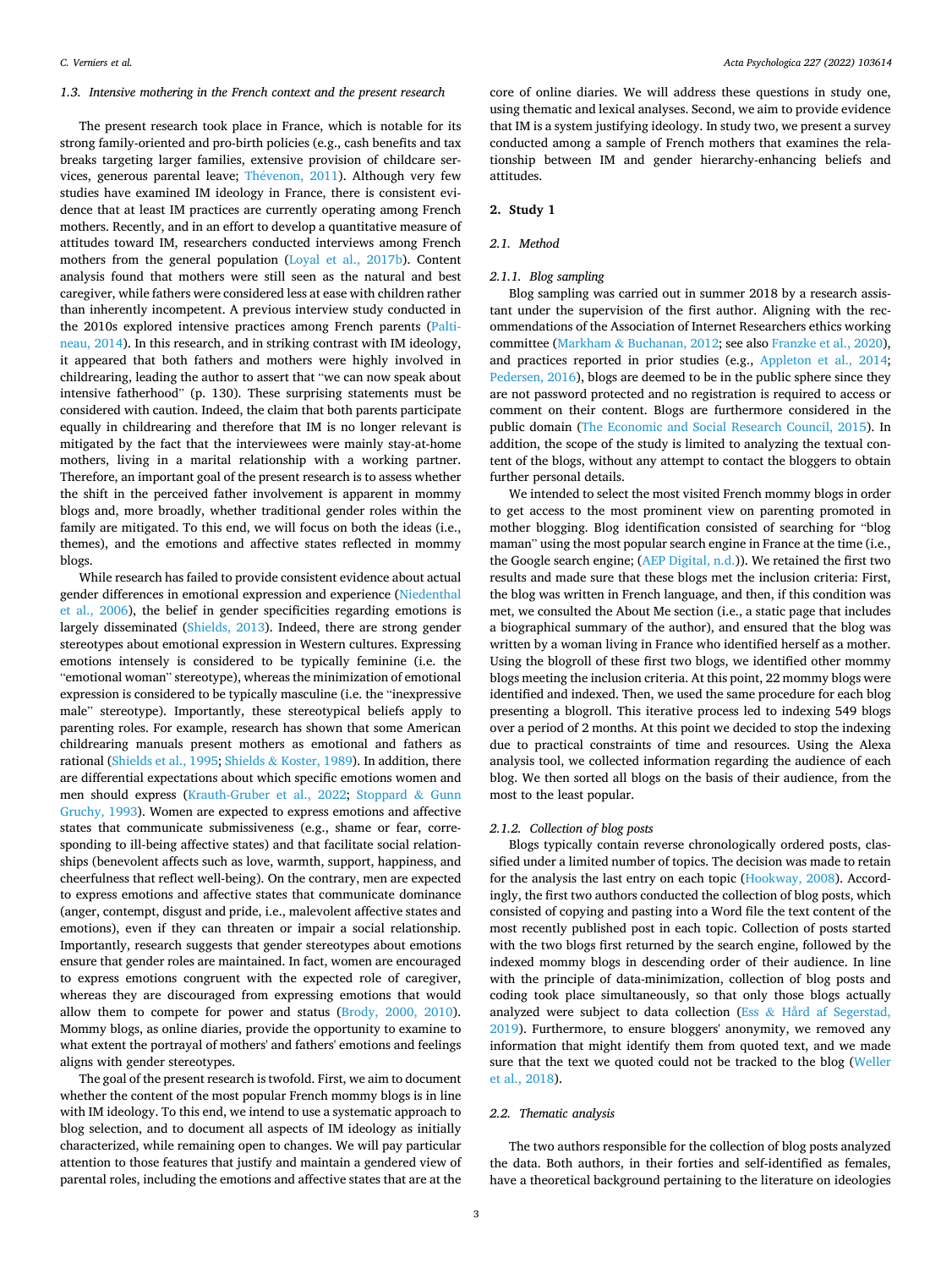### 1.3. Intensive mothering in the French context and the present research

The present research took place in France, which is notable for its strong family-oriented and pro-birth policies (e.g., cash benefits and tax breaks targeting larger families, extensive provision of childcare services, generous parental leave; Thévenon, 2011). Although very few studies have examined IM ideology in France, there is consistent evidence that at least IM practices are currently operating among French mothers. Recently, and in an effort to develop a quantitative measure of attitudes toward IM, researchers conducted interviews among French mothers from the general population (Loyal et al., 2017b). Content analysis found that mothers were still seen as the natural and best caregiver, while fathers were considered less at ease with children rather than inherently incompetent. A previous interview study conducted in the 2010s explored intensive practices among French parents (Paltineau, 2014). In this research, and in striking contrast with IM ideology, it appeared that both fathers and mothers were highly involved in childrearing, leading the author to assert that "we can now speak about intensive fatherhood" (p. 130). These surprising statements must be considered with caution. Indeed, the claim that both parents participate equally in childrearing and therefore that IM is no longer relevant is mitigated by the fact that the interviewees were mainly stay-at-home mothers, living in a marital relationship with a working partner. Therefore, an important goal of the present research is to assess whether the shift in the perceived father involvement is apparent in mommy blogs and, more broadly, whether traditional gender roles within the family are mitigated. To this end, we will focus on both the ideas (i.e., themes), and the emotions and affective states reflected in mommy blogs.

While research has failed to provide consistent evidence about actual gender differences in emotional expression and experience (Niedenthal et al., 2006), the belief in gender specificities regarding emotions is largely disseminated (Shields, 2013). Indeed, there are strong gender stereotypes about emotional expression in Western cultures. Expressing emotions intensely is considered to be typically feminine (i.e. the "emotional woman" stereotype), whereas the minimization of emotional expression is considered to be typically masculine (i.e. the "inexpressive male" stereotype). Importantly, these stereotypical beliefs apply to parenting roles. For example, research has shown that some American childrearing manuals present mothers as emotional and fathers as rational (Shields et al., 1995; Shields & Koster, 1989). In addition, there are differential expectations about which specific emotions women and men should express (Krauth-Gruber et al., 2022; Stoppard & Gunn Gruchy, 1993). Women are expected to express emotions and affective states that communicate submissiveness (e.g., shame or fear, corresponding to ill-being affective states) and that facilitate social relationships (benevolent affects such as love, warmth, support, happiness, and cheerfulness that reflect well-being). On the contrary, men are expected to express emotions and affective states that communicate dominance (anger, contempt, disgust and pride, i.e., malevolent affective states and emotions), even if they can threaten or impair a social relationship. Importantly, research suggests that gender stereotypes about emotions ensure that gender roles are maintained. In fact, women are encouraged to express emotions congruent with the expected role of caregiver, whereas they are discouraged from expressing emotions that would allow them to compete for power and status (Brody, 2000, 2010). Mommy blogs, as online diaries, provide the opportunity to examine to what extent the portrayal of mothers' and fathers' emotions and feelings aligns with gender stereotypes.

The goal of the present research is twofold. First, we aim to document whether the content of the most popular French mommy blogs is in line with IM ideology. To this end, we intend to use a systematic approach to blog selection, and to document all aspects of IM ideology as initially characterized, while remaining open to changes. We will pay particular attention to those features that justify and maintain a gendered view of parental roles, including the emotions and affective states that are at the core of online diaries. We will address these questions in study one, using thematic and lexical analyses. Second, we aim to provide evidence that IM is a system justifying ideology. In study two, we present a survey conducted among a sample of French mothers that examines the relationship between IM and gender hierarchy-enhancing beliefs and attitudes.

## 2. Study 1

### 2.1. Method

#### 2.1.1. Blog sampling

Blog sampling was carried out in summer 2018 by a research assistant under the supervision of the first author. Aligning with the recommendations of the Association of Internet Researchers ethics working committee (Markham & Buchanan, 2012; see also Franzke et al., 2020), and practices reported in prior studies (e.g., Appleton et al., 2014; Pedersen, 2016), blogs are deemed to be in the public sphere since they are not password protected and no registration is required to access or comment on their content. Blogs are furthermore considered in the public domain (The Economic and Social Research Council, 2015). In addition, the scope of the study is limited to analyzing the textual content of the blogs, without any attempt to contact the bloggers to obtain further personal details.

We intended to select the most visited French mommy blogs in order to get access to the most prominent view on parenting promoted in mother blogging. Blog identification consisted of searching for "blog maman" using the most popular search engine in France at the time (i.e., the Google search engine; (AEP Digital, n.d.)). We retained the first two results and made sure that these blogs met the inclusion criteria: First, the blog was written in French language, and then, if this condition was met, we consulted the About Me section (i.e., a static page that includes a biographical summary of the author), and ensured that the blog was written by a woman living in France who identified herself as a mother. Using the blogroll of these first two blogs, we identified other mommy blogs meeting the inclusion criteria. At this point, 22 mommy blogs were identified and indexed. Then, we used the same procedure for each blog presenting a blogroll. This iterative process led to indexing 549 blogs over a period of 2 months. At this point we decided to stop the indexing due to practical constraints of time and resources. Using the Alexa analysis tool, we collected information regarding the audience of each blog. We then sorted all blogs on the basis of their audience, from the most to the least popular.

#### 2.1.2. Collection of blog posts

Blogs typically contain reverse chronologically ordered posts, classified under a limited number of topics. The decision was made to retain for the analysis the last entry on each topic (Hookway, 2008). Accordingly, the first two authors conducted the collection of blog posts, which consisted of copying and pasting into a Word file the text content of the most recently published post in each topic. Collection of posts started with the two blogs first returned by the search engine, followed by the indexed mommy blogs in descending order of their audience. In line with the principle of data-minimization, collection of blog posts and coding took place simultaneously, so that only those blogs actually analyzed were subject to data collection (Ess & Hård af Segerstad, 2019). Furthermore, to ensure bloggers' anonymity, we removed any information that might identify them from quoted text, and we made sure that the text we quoted could not be tracked to the blog (Weller et al., 2018).

### 2.2. Thematic analysis

The two authors responsible for the collection of blog posts analyzed the data. Both authors, in their forties and self-identified as females, have a theoretical background pertaining to the literature on ideologies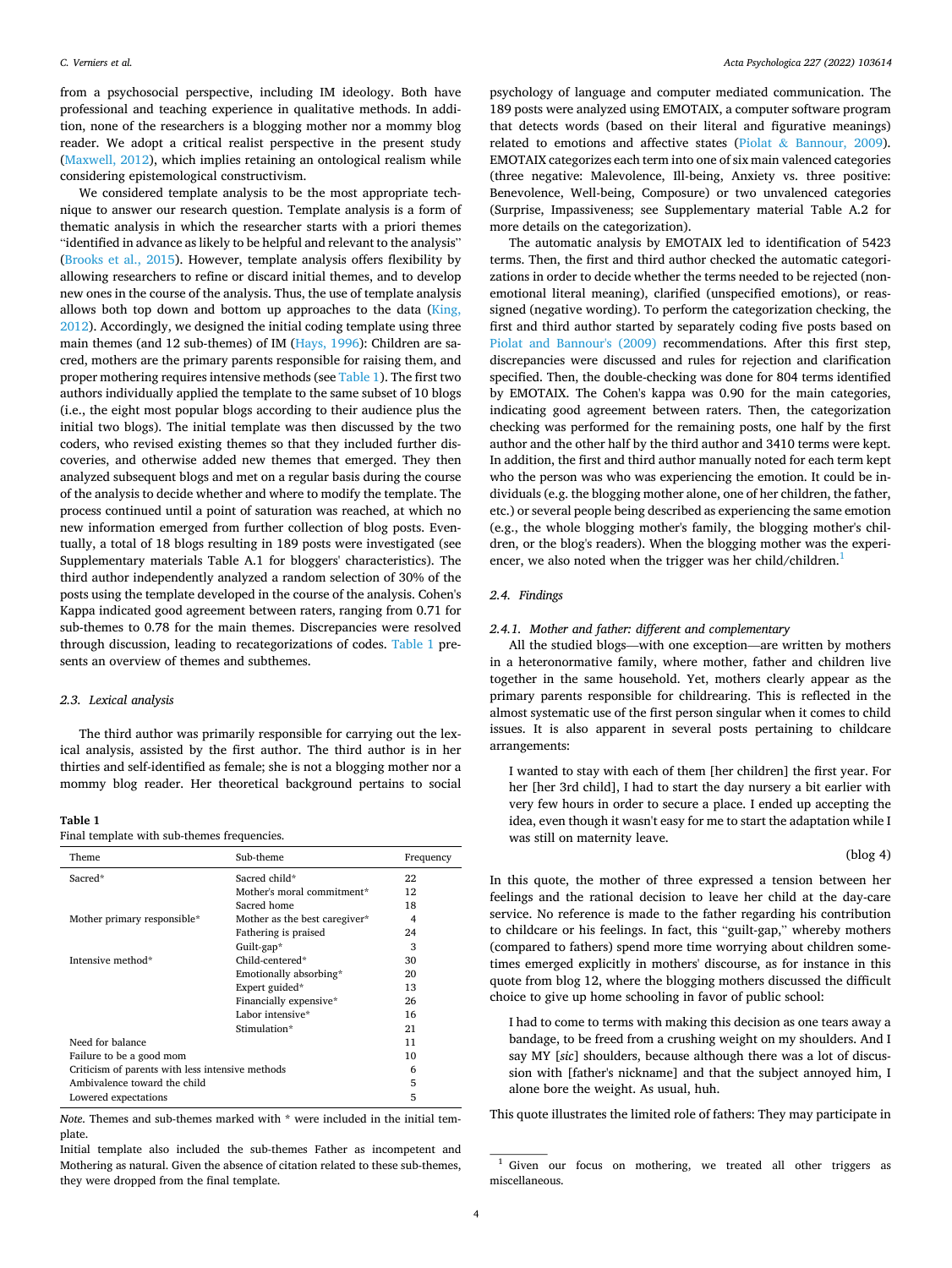from a psychosocial perspective, including IM ideology. Both have professional and teaching experience in qualitative methods. In addition, none of the researchers is a blogging mother nor a mommy blog reader. We adopt a critical realist perspective in the present study (Maxwell, 2012), which implies retaining an ontological realism while considering epistemological constructivism.

We considered template analysis to be the most appropriate technique to answer our research question. Template analysis is a form of thematic analysis in which the researcher starts with a priori themes "identified in advance as likely to be helpful and relevant to the analysis" (Brooks et al., 2015). However, template analysis offers flexibility by allowing researchers to refine or discard initial themes, and to develop new ones in the course of the analysis. Thus, the use of template analysis allows both top down and bottom up approaches to the data (King, 2012). Accordingly, we designed the initial coding template using three main themes (and 12 sub-themes) of IM (Hays, 1996): Children are sacred, mothers are the primary parents responsible for raising them, and proper mothering requires intensive methods (see Table 1). The first two authors individually applied the template to the same subset of 10 blogs (i.e., the eight most popular blogs according to their audience plus the initial two blogs). The initial template was then discussed by the two coders, who revised existing themes so that they included further discoveries, and otherwise added new themes that emerged. They then analyzed subsequent blogs and met on a regular basis during the course of the analysis to decide whether and where to modify the template. The process continued until a point of saturation was reached, at which no new information emerged from further collection of blog posts. Eventually, a total of 18 blogs resulting in 189 posts were investigated (see Supplementary materials Table A.1 for bloggers' characteristics). The third author independently analyzed a random selection of 30% of the posts using the template developed in the course of the analysis. Cohen's Kappa indicated good agreement between raters, ranging from 0.71 for sub-themes to 0.78 for the main themes. Discrepancies were resolved through discussion, leading to recategorizations of codes. Table 1 presents an overview of themes and subthemes.

### 2.3. Lexical analysis

The third author was primarily responsible for carrying out the lexical analysis, assisted by the first author. The third author is in her thirties and self-identified as female; she is not a blogging mother nor a mommy blog reader. Her theoretical background pertains to social psychology of language and computer mediated communication. The 189 posts were analyzed using EMOTAIX, a computer software program that detects words (based on their literal and figurative meanings) related to emotions and affective states (Piolat & Bannour, 2009). EMOTAIX categorizes each term into one of six main valenced categories (three negative: Malevolence, Ill-being, Anxiety vs. three positive: Benevolence, Well-being, Composure) or two unvalenced categories (Surprise, Impassiveness; see Supplementary material Table A.2 for more details on the categorization).

**Table 1**
Final template with sub-themes frequencies.

| Theme | Sub-theme | Frequency |
|---|---|---|
| Sacred* | Sacred child* | 22 |
| | Mother's moral commitment* | 12 |
| | Sacred home | 18 |
| Mother primary responsible* | Mother as the best caregiver* | 4 |
| | Fathering is praised | 24 |
| | Guilt-gap* | 3 |
| Intensive method* | Child-centered* | 30 |
| | Emotionally absorbing* | 20 |
| | Expert guided* | 13 |
| | Financially expensive* | 26 |
| | Labor intensive* | 16 |
| | Stimulation* | 21 |
| Need for balance | | 11 |
| Failure to be a good mom | | 10 |
| Criticism of parents with less intensive methods | | 6 |
| Ambivalence toward the child | | 5 |
| Lowered expectations | | 5 |

*Note*. Themes and sub-themes marked with * were included in the initial template.
Initial template also included the sub-themes Father as incompetent and Mothering as natural. Given the absence of citation related to these sub-themes, they were dropped from the final template.

The automatic analysis by EMOTAIX led to identification of 5423 terms. Then, the first and third author checked the automatic categorizations in order to decide whether the terms needed to be rejected (non-emotional literal meaning), clarified (unspecified emotions), or reassigned (wrong wording). To perform the categorization checking, the first and third author started by separately coding five posts based on Piolat and Bannour's (2009) recommendations. After this first step, discrepancies were discussed and rules for rejection and clarification specified. Then, the double-checking was done for 804 terms identified by EMOTAIX. The Cohen's kappa was 0.90 for the main categories, indicating good agreement between raters. Then, the categorization checking was performed for the remaining posts, one half by the first author and the other half by the third author and 3410 terms were kept. In addition, the first and third author manually noted for each term kept who the person was who was experiencing the emotion. It could be individuals (e.g. the blogging mother alone, one of her children, the father, etc.) or several people being described as experiencing the same emotion (e.g., the whole blogging mother's family, the blogging mother's children, or the blog's readers). When the blogging mother was the experiencer, we also noted when the trigger was her child/children.[1]

### 2.4. Findings

#### 2.4.1. Mother and father: different and complementary

All the studied blogs—with one exception—are written by mothers in a heteronormative family, where mother, father and children live together in the same household. Yet, mothers clearly appear as the primary parents responsible for childrearing. This is reflected in the almost systematic use of the first person singular when it comes to child issues. It is also apparent in several posts pertaining to childcare arrangements:

> I wanted to stay with each of them [her children] the first year. For her [her 3rd child], I had to start the day nursery a bit earlier with very few hours in order to secure a place. I ended up accepting the idea, even though it wasn't easy for me to start the adaptation while I was still on maternity leave.
>
> (blog 4)

In this quote, the mother of three expressed a tension between her feelings and the rational decision to leave her child at the day-care service. No reference is made to the father regarding his contribution to childcare or his feelings. In fact, this "guilt-gap," whereby mothers (compared to fathers) spend more time worrying about children sometimes emerged explicitly in mothers' discourse, as for instance in this quote from blog 12, where the blogging mothers discussed the difficult choice to give up home schooling in favor of public school:

> I had to come to terms with making this decision as one tears away a bandage, to be freed from a crushing weight on my shoulders. And I say MY [*sic*] shoulders, because although there was a lot of discussion with [father's nickname] and that the subject annoyed him, I alone bore the weight. As usual, huh.

This quote illustrates the limited role of fathers: They may participate in

[1] Given our focus on mothering, we treated all other triggers as miscellaneous.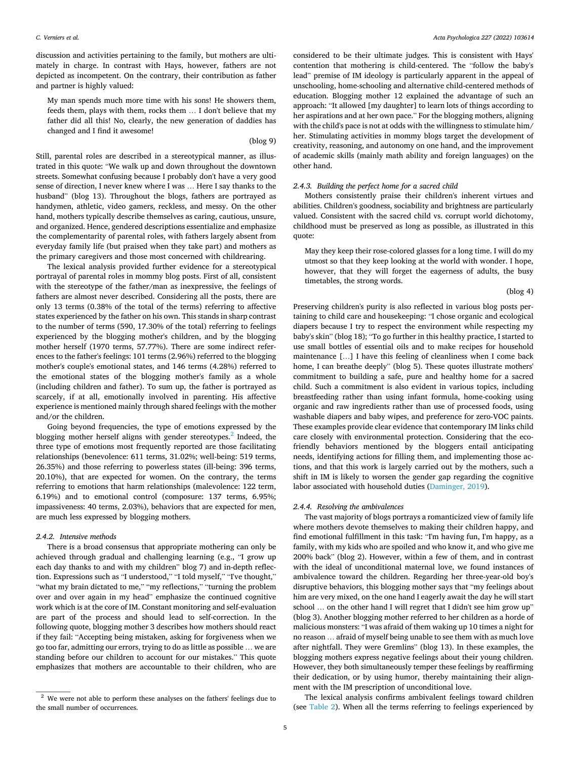discussion and activities pertaining to the family, but mothers are ultimately in charge. In contrast with Hays, however, fathers are not depicted as incompetent. On the contrary, their contribution as father and partner is highly valued:

> My man spends much more time with his sons! He showers them, feeds them, plays with them, rocks them … I don't believe that my father did all this! No, clearly, the new generation of daddies has changed and I find it awesome!
>
> (blog 9)

Still, parental roles are described in a stereotypical manner, as illustrated in this quote: "We walk up and down throughout the downtown streets. Somewhat confusing because I probably don't have a very good sense of direction, I never knew where I was … Here I say thanks to the husband" (blog 13). Throughout the blogs, fathers are portrayed as handymen, athletic, video gamers, reckless, and messy. On the other hand, mothers typically describe themselves as caring, cautious, unsure, and organized. Hence, gendered descriptions essentialize and emphasize the complementarity of parental roles, with fathers largely absent from everyday family life (but praised when they take part) and mothers as the primary caregivers and those most concerned with childrearing.

The lexical analysis provided further evidence for a stereotypical portrayal of parental roles in mommy blog posts. First of all, consistent with the stereotype of the father/man as inexpressive, the feelings of fathers are almost never described. Considering all the posts, there are only 13 terms (0.38% of the total of the terms) referring to affective states experienced by the father on his own. This stands in sharp contrast to the number of terms (590, 17.30% of the total) referring to feelings experienced by the blogging mother's children, and by the blogging mother herself (1970 terms, 57.77%). There are some indirect references to the father's feelings: 101 terms (2.96%) referred to the blogging mother's couple's emotional states, and 146 terms (4.28%) referred to the emotional states of the blogging mother's family as a whole (including children and father). To sum up, the father is portrayed as scarcely, if at all, emotionally involved in parenting. His affective experience is mentioned mainly through shared feelings with the mother and/or the children.

Going beyond frequencies, the type of emotions expressed by the blogging mother herself aligns with gender stereotypes.[2] Indeed, the three type of emotions most frequently reported are those facilitating relationships (benevolence: 611 terms, 31.02%; well-being: 519 terms, 26.35%) and those referring to powerless states (ill-being: 396 terms, 20.10%), that are expected for women. On the contrary, the terms referring to emotions that harm relationships (malevolence: 122 term, 6.19%) and to emotional control (composure: 137 terms, 6.95%; impassiveness: 40 terms, 2.03%), behaviors that are expected for men, are much less expressed by blogging mothers.

#### 2.4.2. Intensive methods

There is a broad consensus that appropriate mothering can only be achieved through gradual and challenging learning (e.g., "I grow up each day thanks to and with my children" blog 7) and in-depth reflection. Expressions such as "I understood," "I told myself," "I've thought," "what my brain dictated to me," "my reflections," "turning the problem over and over again in my head" emphasize the continued cognitive work which is at the core of IM. Constant monitoring and self-evaluation are part of the process and should lead to self-correction. In the following quote, blogging mother 3 describes how mothers should react if they fail: "Accepting being mistaken, asking for forgiveness when we go too far, admitting our errors, trying to do as little as possible … we are standing before our children to account for our mistakes." This quote emphasizes that mothers are accountable to their children, who are considered to be their ultimate judges. This is consistent with Hays' contention that mothering is child-centered. The "follow the baby's lead" premise of IM ideology is particularly apparent in the appeal of unschooling, home-schooling and alternative child-centered methods of education. Blogging mother 12 explained the advantage of such an approach: "It allowed [my daughter] to learn lots of things according to her aspirations and at her own pace." For the blogging mothers, aligning with the child's pace is not at odds with the willingness to stimulate him/her. Stimulating activities in mommy blogs target the development of creativity, reasoning, and autonomy on one hand, and the improvement of academic skills (mainly math ability and foreign languages) on the other hand.

#### 2.4.3. Building the perfect home for a sacred child

Mothers consistently praise their children's inherent virtues and abilities. Children's goodness, sociability and brightness are particularly valued. Consistent with the sacred child vs. corrupt world dichotomy, childhood must be preserved as long as possible, as illustrated in this quote:

> May they keep their rose-colored glasses for a long time. I will do my utmost so that they keep looking at the world with wonder. I hope, however, that they will forget the eagerness of adults, the busy timetables, the strong words.
>
> (blog 4)

Preserving children's purity is also reflected in various blog posts pertaining to child care and housekeeping: "I chose organic and ecological diapers because I try to respect the environment while respecting my baby's skin" (blog 18); "To go further in this healthy practice, I started to use small bottles of essential oils and to make recipes for household maintenance […] I have this feeling of cleanliness when I come back home, I can breathe deeply" (blog 5). These quotes illustrate mothers' commitment to building a safe, pure and healthy home for a sacred child. Such a commitment is also evident in various topics, including breastfeeding rather than using infant formula, home-cooking using organic and raw ingredients rather than use of processed foods, using washable diapers and baby wipes, and preference for zero-VOC paints. These examples provide clear evidence that contemporary IM links child care closely with environmental protection. Considering that the eco-friendly behaviors mentioned by the bloggers entail anticipating needs, identifying actions for filling them, and implementing those actions, and that this work is largely carried out by the mothers, such a shift in IM is likely to worsen the gender gap regarding the cognitive labor associated with household duties (Daminger, 2019).

#### 2.4.4. Resolving the ambivalences

The vast majority of blogs portrays a romanticized view of family life where mothers devote themselves to making their children happy, and find emotional fulfillment in this task: "I'm having fun, I'm happy, as a family, with my kids who are spoiled and who know it, and who give me 200% back" (blog 2). However, within a few of them, and in contrast with the ideal of unconditional maternal love, we found instances of ambivalence toward the children. Regarding her three-year-old boy's disruptive behaviors, this blogging mother says that "my feelings about him are very mixed, on the one hand I eagerly await the day he will start school … on the other hand I will regret that I didn't see him grow up" (blog 3). Another blogging mother referred to her children as a horde of malicious monsters: "I was afraid of them waking up 10 times a night for no reason … afraid of myself being unable to see them with as much love after nightfall. They were Gremlins" (blog 13). In these examples, the blogging mothers express negative feelings about their young children. However, they both simultaneously temper these feelings by reaffirming their dedication, or by using humor, thereby maintaining their alignment with the IM prescription of unconditional love.

The lexical analysis confirms ambivalent feelings toward children (see Table 2). When all the terms referring to feelings experienced by

---

[2] We were not able to perform these analyses on the fathers' feelings due to the small number of occurrences.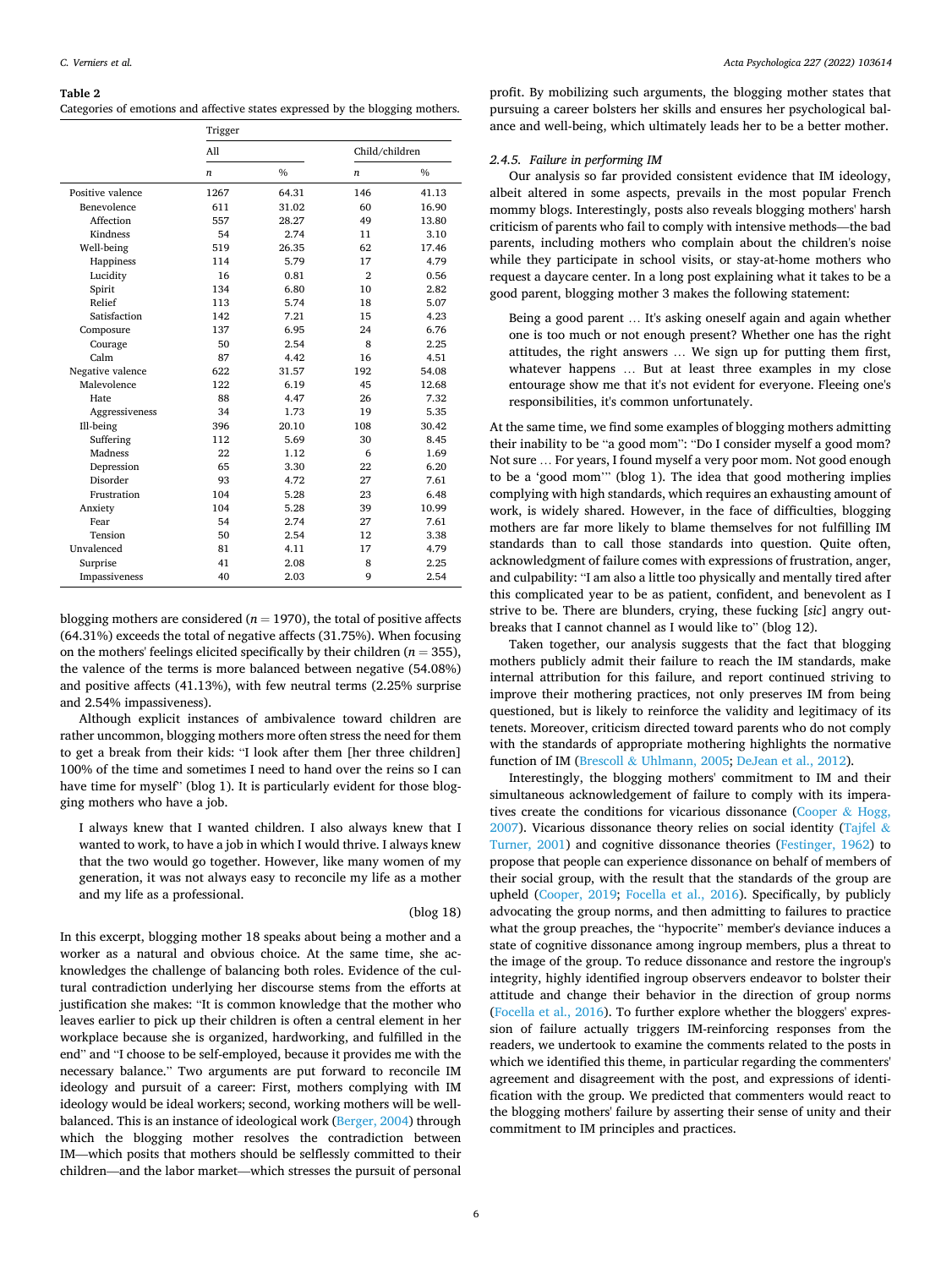**Table 2**
Categories of emotions and affective states expressed by the blogging mothers.

| | Trigger | | | |
|---|---|---|---|---|
| | All | | Child/children | |
| | *n* | % | *n* | % |
| Positive valence | 1267 | 64.31 | 146 | 41.13 |
| Benevolence | 611 | 31.02 | 60 | 16.90 |
| Affection | 557 | 28.27 | 49 | 13.80 |
| Kindness | 54 | 2.74 | 11 | 3.10 |
| Well-being | 519 | 26.35 | 62 | 17.46 |
| Happiness | 114 | 5.79 | 17 | 4.79 |
| Lucidity | 16 | 0.81 | 2 | 0.56 |
| Spirit | 134 | 6.80 | 10 | 2.82 |
| Relief | 113 | 5.74 | 18 | 5.07 |
| Satisfaction | 142 | 7.21 | 15 | 4.23 |
| Composure | 137 | 6.95 | 24 | 6.76 |
| Courage | 50 | 2.54 | 8 | 2.25 |
| Calm | 87 | 4.42 | 16 | 4.51 |
| Negative valence | 622 | 31.57 | 192 | 54.08 |
| Malevolence | 122 | 6.19 | 45 | 12.68 |
| Hate | 88 | 4.47 | 26 | 7.32 |
| Aggressiveness | 34 | 1.73 | 19 | 5.35 |
| Ill-being | 396 | 20.10 | 108 | 30.42 |
| Suffering | 112 | 5.69 | 30 | 8.45 |
| Madness | 22 | 1.12 | 6 | 1.69 |
| Depression | 65 | 3.30 | 22 | 6.20 |
| Disorder | 93 | 4.72 | 27 | 7.61 |
| Frustration | 104 | 5.28 | 23 | 6.48 |
| Anxiety | 104 | 5.28 | 39 | 10.99 |
| Fear | 54 | 2.74 | 27 | 7.61 |
| Tension | 50 | 2.54 | 12 | 3.38 |
| Unvalenced | 81 | 4.11 | 17 | 4.79 |
| Surprise | 41 | 2.08 | 8 | 2.25 |
| Impassiveness | 40 | 2.03 | 9 | 2.54 |

blogging mothers are considered ($n = 1970$), the total of positive affects (64.31%) exceeds the total of negative affects (31.75%). When focusing on the mothers' feelings elicited specifically by their children ($n = 355$), the valence of the terms is more balanced between negative (54.08%) and positive affects (41.13%), with few neutral terms (2.25% surprise and 2.54% impassiveness).

Although explicit instances of ambivalence toward children are rather uncommon, blogging mothers more often stress the need for them to get a break from their kids: "I look after them [her three children] 100% of the time and sometimes I need to hand over the reins so I can have time for myself" (blog 1). It is particularly evident for those blogging mothers who have a job.

> I always knew that I wanted children. I also always knew that I wanted to work, to have a job in which I would thrive. I always knew that the two would go together. However, like many women of my generation, it was not always easy to reconcile my life as a mother and my life as a professional.
>
> (blog 18)

In this excerpt, blogging mother 18 speaks about being a mother and a worker as a natural and obvious choice. At the same time, she acknowledges the challenge of balancing both roles. Evidence of the cultural contradiction underlying her discourse stems from the efforts at justification she makes: "It is common knowledge that the mother who leaves earlier to pick up their children is often a central element in her workplace because she is organized, hardworking, and fulfilled in the end" and "I choose to be self-employed, because it provides me with the necessary balance." Two arguments are put forward to reconcile IM ideology and pursuit of a career: First, mothers complying with IM ideology would be ideal workers; second, working mothers will be well-balanced. This is an instance of ideological work (Berger, 2004) through which the blogging mother resolves the contradiction between IM—which posits that mothers should be selflessly committed to their children—and the labor market—which stresses the pursuit of personal profit. By mobilizing such arguments, the blogging mother states that pursuing a career bolsters her skills and ensures her psychological balance and well-being, which ultimately leads her to be a better mother.

### 2.4.5. Failure in performing IM

Our analysis so far provided consistent evidence that IM ideology, albeit altered in some aspects, prevails in the most popular French mommy blogs. Interestingly, posts also reveals blogging mothers' harsh criticism of parents who fail to comply with intensive methods—the bad parents, including mothers who complain about the children's noise while they participate in school visits, or stay-at-home mothers who request a daycare center. In a long post explaining what it takes to be a good parent, blogging mother 3 makes the following statement:

> Being a good parent … It's asking oneself again and again whether one is too much or not enough present? Whether one has the right attitudes, the right answers … We sign up for putting them first, whatever happens … But at least three examples in my close entourage show me that it's not evident for everyone. Fleeing one's responsibilities, it's common unfortunately.

At the same time, we find some examples of blogging mothers admitting their inability to be "a good mom": "Do I consider myself a good mom? Not sure … For years, I found myself a very poor mom. Not good enough to be a 'good mom'" (blog 1). The idea that good mothering implies complying with high standards, which requires an exhausting amount of work, is widely shared. However, in the face of difficulties, blogging mothers are far more likely to blame themselves for not fulfilling IM standards than to call those standards into question. Quite often, acknowledgment of failure comes with expressions of frustration, anger, and culpability: "I am also a little too physically and mentally tired after this complicated year to be as patient, confident, and benevolent as I strive to be. There are blunders, crying, these fucking [*sic*] angry outbreaks that I cannot channel as I would like to" (blog 12).

Taken together, our analysis suggests that the fact that blogging mothers publicly admit their failure to reach the IM standards, make internal attribution for this failure, and report continued striving to improve their mothering practices, not only preserves IM from being questioned, but is likely to reinforce the validity and legitimacy of its tenets. Moreover, criticism directed toward parents who do not comply with the standards of appropriate mothering highlights the normative function of IM (Brescoll & Uhlmann, 2005; DeJean et al., 2012).

Interestingly, the blogging mothers' commitment to IM and their simultaneous acknowledgement of failure to comply with its imperatives create the conditions for vicarious dissonance (Cooper & Hogg, 2007). Vicarious dissonance theory relies on social identity (Tajfel & Turner, 2001) and cognitive dissonance theories (Festinger, 1962) to propose that people can experience dissonance on behalf of members of their social group, with the result that the standards of the group are upheld (Cooper, 2019; Focella et al., 2016). Specifically, by publicly advocating the group norms, and then admitting to failures to practice what the group preaches, the "hypocrite" member's deviance induces a state of cognitive dissonance among ingroup members, plus a threat to the image of the group. To reduce dissonance and restore the ingroup's integrity, highly identified ingroup observers endeavor to bolster their attitude and change their behavior in the direction of group norms (Focella et al., 2016). To further explore whether the bloggers' expression of failure actually triggers IM-reinforcing responses from the readers, we undertook to examine the comments related to the posts in which we identified this theme, in particular regarding the commenters' agreement and disagreement with the post, and expressions of identification with the group. We predicted that commenters would react to the blogging mothers' failure by asserting their sense of unity and their commitment to IM principles and practices.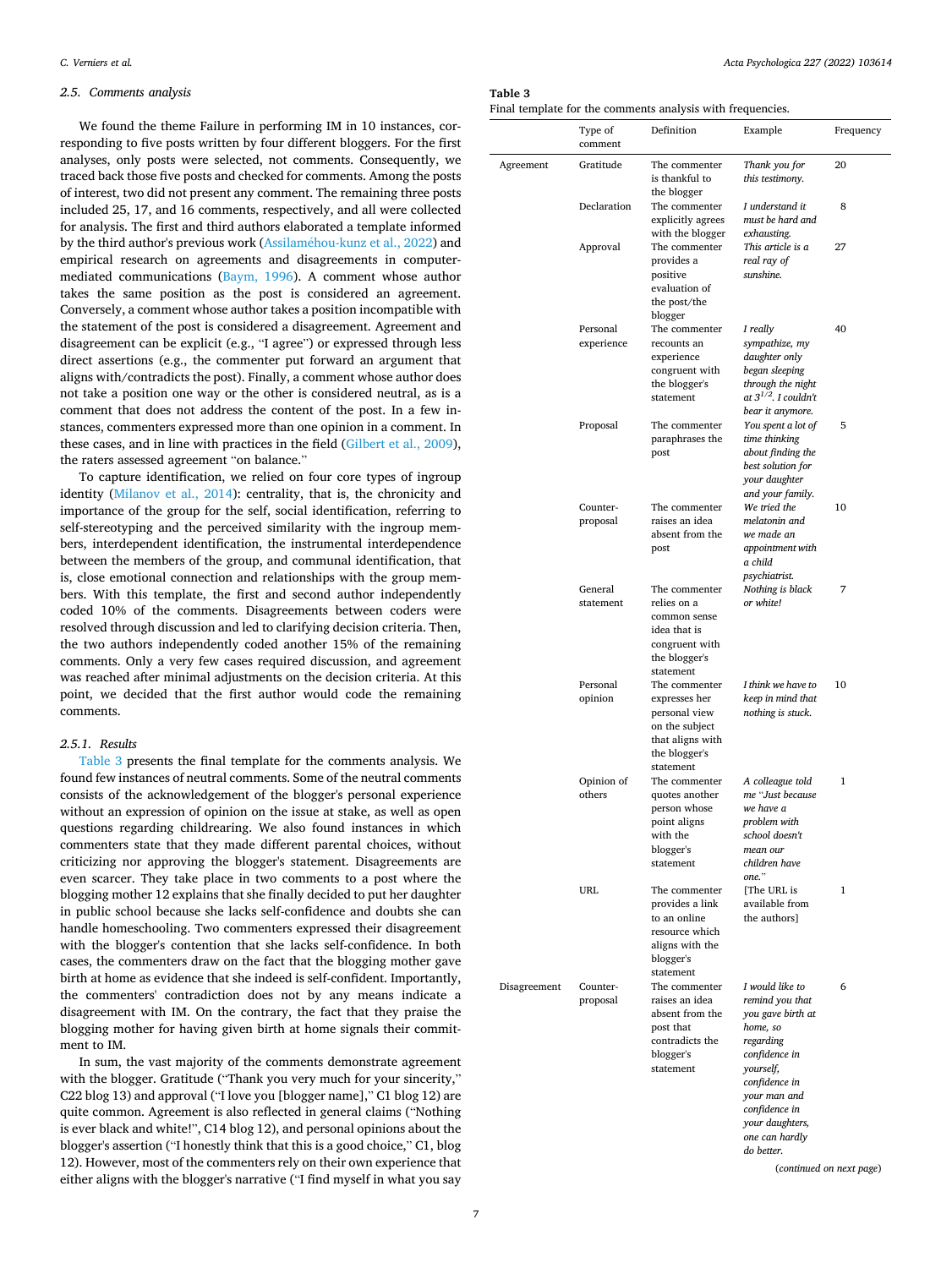### 2.5. Comments analysis

We found the theme Failure in performing IM in 10 instances, corresponding to five posts written by four different bloggers. For the first analyses, only posts were selected, not comments. Consequently, we traced back those five posts and checked for comments. Among the posts of interest, two did not present any comment. The remaining three posts included 25, 17, and 16 comments, respectively, and all were collected for analysis. The first and third authors elaborated a template informed by the third author's previous work (Assilaméhou-kunz et al., 2022) and empirical research on agreements and disagreements in computer-mediated communications (Baym, 1996). A comment whose author takes the same position as the post is considered an agreement. Conversely, a comment whose author takes a position incompatible with the statement of the post is considered a disagreement. Agreement and disagreement can be explicit (e.g., "I agree") or expressed through less direct assertions (e.g., the commenter put forward an argument that aligns with/contradicts the post). Finally, a comment whose author does not take a position one way or the other is considered neutral, as is a comment that does not address the content of the post. In a few instances, commenters expressed more than one opinion in a comment. In these cases, and in line with practices in the field (Gilbert et al., 2009), the raters assessed agreement "on balance."

To capture identification, we relied on four core types of ingroup identity (Milanov et al., 2014): centrality, that is, the chronicity and importance of the group for the self, social identification, referring to self-stereotyping and the perceived similarity with the ingroup members, interdependent identification, the instrumental interdependence between the members of the group, and communal identification, that is, close emotional connection and relationships with the group members. With this template, the first and second author independently coded 10% of the comments. Disagreements between coders were resolved through discussion and led to clarifying decision criteria. Then, the two authors independently coded another 15% of the remaining comments. Only a very few cases required discussion, and agreement was reached after minimal adjustments on the decision criteria. At this point, we decided that the first author would code the remaining comments.

#### 2.5.1. Results

Table 3 presents the final template for the comments analysis. We found few instances of neutral comments. Some of the neutral comments consists of the acknowledgement of the blogger's personal experience without an expression of opinion on the issue at stake, as well as open questions regarding childrearing. We also found instances in which commenters state that they made different parental choices, without criticizing nor approving the blogger's statement. Disagreements are even scarcer. They take place in two comments to a post where the blogging mother 12 explains that she finally decided to put her daughter in public school because she lacks self-confidence and doubts she can handle homeschooling. Two commenters expressed their disagreement with the blogger's contention that she lacks self-confidence. In both cases, the commenters draw on the fact that the blogging mother gave birth at home as evidence that she indeed is self-confident. Importantly, the commenters' contradiction does not by any means indicate a disagreement with IM. On the contrary, the fact that they praise the blogging mother for having given birth at home signals their commitment to IM.

In sum, the vast majority of the comments demonstrate agreement with the blogger. Gratitude ("Thank you very much for your sincerity," C22 blog 13) and approval ("I love you [blogger name]," C1 blog 12) are quite common. Agreement is also reflected in general claims ("Nothing is ever black and white!", C14 blog 12), and personal opinions about the blogger's assertion ("I honestly think that this is a good choice," C1, blog 12). However, most of the commenters rely on their own experience that either aligns with the blogger's narrative ("I find myself in what you say

**Table 3**
Final template for the comments analysis with frequencies.

| | Type of comment | Definition | Example | Frequency |
|---|---|---|---|---|
| Agreement | Gratitude | The commenter is thankful to the blogger | *Thank you for this testimony.* | 20 |
| | Declaration | The commenter explicitly agrees with the blogger | *I understand it must be hard and exhausting.* | 8 |
| | Approval | The commenter provides a positive evaluation of the post/the blogger | *This article is a real ray of sunshine.* | 27 |
| | Personal experience | The commenter recounts an experience congruent with the blogger's statement | *I really sympathize, my daughter only began sleeping through the night at $3^{1/2}$. I couldn't bear it anymore.* | 40 |
| | Proposal | The commenter paraphrases the post | *You spent a lot of time thinking about finding the best solution for your daughter and your family.* | 5 |
| | Counter-proposal | The commenter raises an idea absent from the post | *We tried the melatonin and we made an appointment with a child psychiatrist.* | 10 |
| | General statement | The commenter relies on a common sense idea that is congruent with the blogger's statement | *Nothing is black or white!* | 7 |
| | Personal opinion | The commenter expresses her personal view on the subject that aligns with the blogger's statement | *I think we have to keep in mind that nothing is stuck.* | 10 |
| | Opinion of others | The commenter quotes another person whose point aligns with the blogger's statement | *A colleague told me "Just because we have a problem with school doesn't mean our children have one."* | 1 |
| | URL | The commenter provides a link to an online resource which aligns with the blogger's statement | [The URL is available from the authors] | 1 |
| Disagreement | Counter-proposal | The commenter raises an idea absent from the post that contradicts the blogger's statement | *I would like to remind you that you gave birth at home, so regarding confidence in yourself, confidence in your man and confidence in your daughters, one can hardly do better.* | 6 |

(*continued on next page*)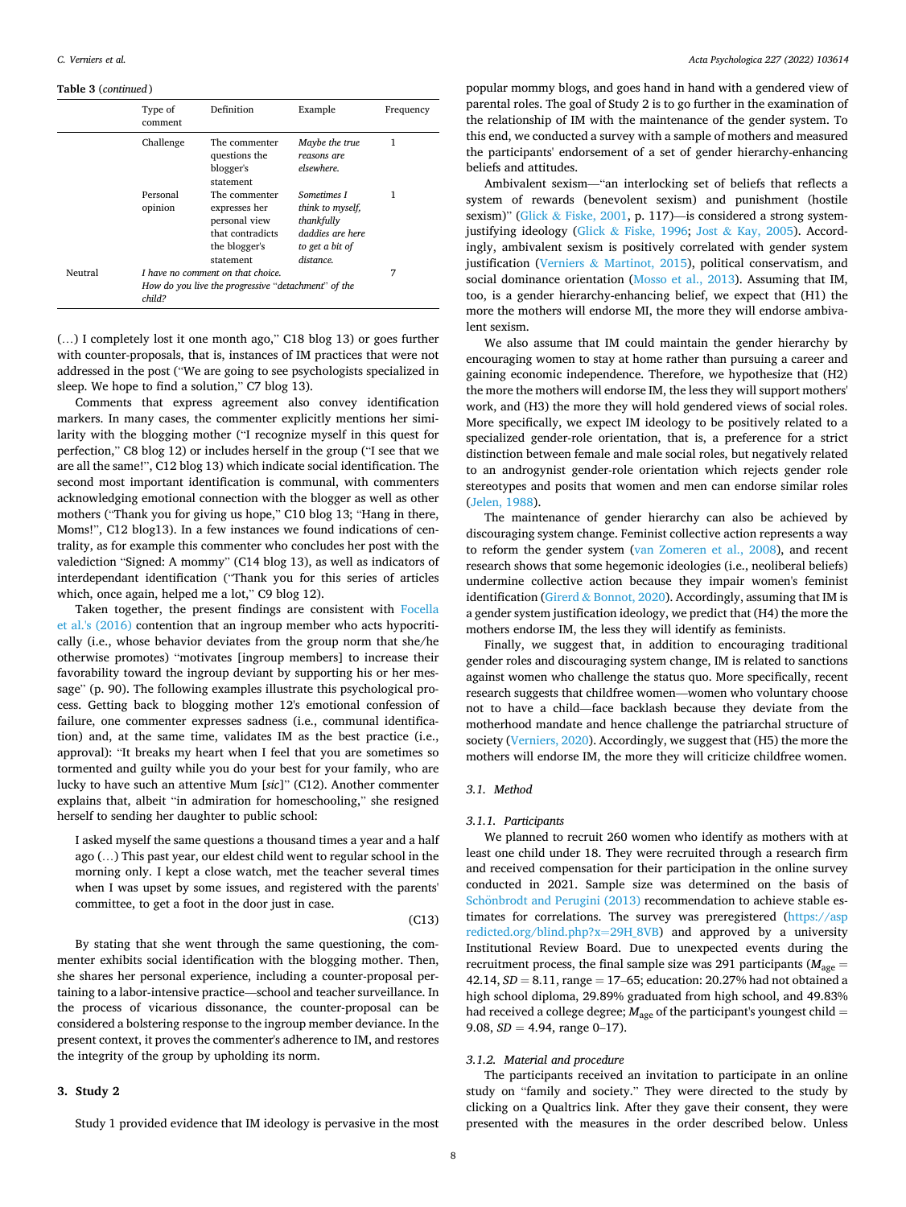**Table 3** (*continued*)

| | Type of comment | Definition | Example | Frequency |
|---|---|---|---|---|
| | Challenge | The commenter questions the blogger's statement | *Maybe the true reasons are elsewhere.* | 1 |
| | Personal opinion | The commenter expresses her personal view that contradicts the blogger's statement | *Sometimes I think to myself, thankfully daddies are here to get a bit of distance.* | 1 |
| Neutral | | *I have no comment on that choice.* *How do you live the progressive "detachment" of the child?* | | 7 |

(…) I completely lost it one month ago," C18 blog 13) or goes further with counter-proposals, that is, instances of IM practices that were not addressed in the post ("We are going to see psychologists specialized in sleep. We hope to find a solution," C7 blog 13).

Comments that express agreement also convey identification markers. In many cases, the commenter explicitly mentions her similarity with the blogging mother ("I recognize myself in this quest for perfection," C8 blog 12) or includes herself in the group ("I see that we are all the same!", C12 blog 13) which indicate social identification. The second most important identification is communal, with commenters acknowledging emotional connection with the blogger as well as other mothers ("Thank you for giving us hope," C10 blog 13; "Hang in there, Moms!", C12 blog13). In a few instances we found indications of centrality, as for example this commenter who concludes her post with the valediction "Signed: A mommy" (C14 blog 13), as well as indicators of interdependant identification ("Thank you for this series of articles which, once again, helped me a lot," C9 blog 12).

Taken together, the present findings are consistent with Focella et al.'s (2016) contention that an ingroup member who acts hypocritically (i.e., whose behavior deviates from the group norm that she/he otherwise promotes) "motivates [ingroup members] to increase their favorability toward the ingroup deviant by supporting his or her message" (p. 90). The following examples illustrate this psychological process. Getting back to blogging mother 12's emotional confession of failure, one commenter expresses sadness (i.e., communal identification) and, at the same time, validates IM as the best practice (i.e., approval): "It breaks my heart when I feel that you are sometimes so tormented and guilty while you do your best for your family, who are lucky to have such an attentive Mum [*sic*]" (C12). Another commenter explains that, albeit "in admiration for homeschooling," she resigned herself to sending her daughter to public school:

> I asked myself the same questions a thousand times a year and a half ago (…) This past year, our eldest child went to regular school in the morning only. I kept a close watch, met the teacher several times when I was upset by some issues, and registered with the parents' committee, to get a foot in the door just in case.
>
> (C13)

By stating that she went through the same questioning, the commenter exhibits social identification with the blogging mother. Then, she shares her personal experience, including a counter-proposal pertaining to a labor-intensive practice—school and teacher surveillance. In the process of vicarious dissonance, the counter-proposal can be considered a bolstering response to the ingroup member deviance. In the present context, it proves the commenter's adherence to IM, and restores the integrity of the group by upholding its norm.

## 3. Study 2

Study 1 provided evidence that IM ideology is pervasive in the most popular mommy blogs, and goes hand in hand with a gendered view of parental roles. The goal of Study 2 is to go further in the examination of the relationship of IM with the maintenance of the gender system. To this end, we conducted a survey with a sample of mothers and measured the participants' endorsement of a set of gender hierarchy-enhancing beliefs and attitudes.

Ambivalent sexism—"an interlocking set of beliefs that reflects a system of rewards (benevolent sexism) and punishment (hostile sexism)" (Glick & Fiske, 2001, p. 117)—is considered a strong system-justifying ideology (Glick & Fiske, 1996; Jost & Kay, 2005). Accordingly, ambivalent sexism is positively correlated with gender system justification (Verniers & Martinot, 2015), political conservatism, and social dominance orientation (Mosso et al., 2013). Assuming that IM, too, is a gender hierarchy-enhancing belief, we expect that (H1) the more the mothers will endorse MI, the more they will endorse ambivalent sexism.

We also assume that IM could maintain the gender hierarchy by encouraging women to stay at home rather than pursuing a career and gaining economic independence. Therefore, we hypothesize that (H2) the more the mothers will endorse IM, the less they will support mothers' work, and (H3) the more they will hold gendered views of social roles. More specifically, we expect IM ideology to be positively related to a specialized gender-role orientation, that is, a preference for a strict distinction between female and male social roles, but negatively related to an androgynist gender-role orientation which rejects gender role stereotypes and posits that women and men can endorse similar roles (Jelen, 1988).

The maintenance of gender hierarchy can also be achieved by discouraging system change. Feminist collective action represents a way to reform the gender system (van Zomeren et al., 2008), and recent research shows that some hegemonic ideologies (i.e., neoliberal beliefs) undermine collective action because they impair women's feminist identification (Girerd & Bonnot, 2020). Accordingly, assuming that IM is a gender system justification ideology, we predict that (H4) the more the mothers endorse IM, the less they will identify as feminists.

Finally, we suggest that, in addition to encouraging traditional gender roles and discouraging system change, IM is related to sanctions against women who challenge the status quo. More specifically, recent research suggests that childfree women—women who voluntary choose not to have a child—face backlash because they deviate from the motherhood mandate and hence challenge the patriarchal structure of society (Verniers, 2020). Accordingly, we suggest that (H5) the more the mothers will endorse IM, the more they will criticize childfree women.

### 3.1. Method

#### 3.1.1. Participants

We planned to recruit 260 women who identify as mothers with at least one child under 18. They were recruited through a research firm and received compensation for their participation in the online survey conducted in 2021. Sample size was determined on the basis of Schönbrodt and Perugini (2013) recommendation to achieve stable estimates for correlations. The survey was preregistered (https://aspredicted.org/blind.php?x=29H_8VB) and approved by a university Institutional Review Board. Due to unexpected events during the recruitment process, the final sample size was 291 participants ($M_{age} = 42.14$, $SD = 8.11$, range = 17–65; education: 20.27% had not obtained a high school diploma, 29.89% graduated from high school, and 49.83% had received a college degree; $M_{age}$ of the participant's youngest child = 9.08, $SD = 4.94$, range 0–17).

#### 3.1.2. Material and procedure

The participants received an invitation to participate in an online study on "family and society." They were directed to the study by clicking on a Qualtrics link. After they gave their consent, they were presented with the measures in the order described below. Unless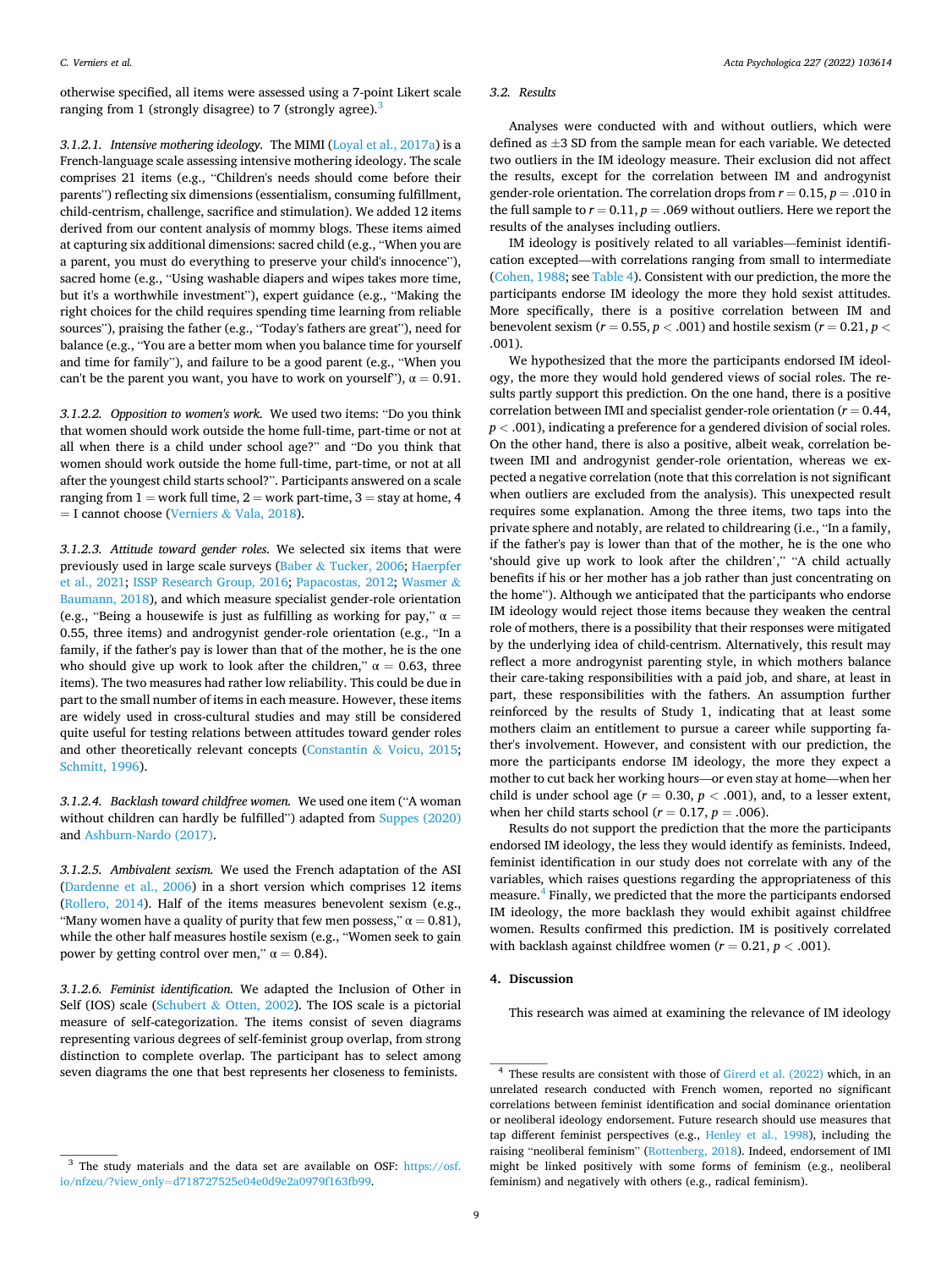otherwise specified, all items were assessed using a 7-point Likert scale ranging from 1 (strongly disagree) to 7 (strongly agree).[3]

#### 3.1.2.1. Intensive mothering ideology.

The MIMI (Loyal et al., 2017a) is a French-language scale assessing intensive mothering ideology. The scale comprises 21 items (e.g., "Children's needs should come before their parents") reflecting six dimensions (essentialism, consuming fulfillment, child-centrism, challenge, sacrifice and stimulation). We added 12 items derived from our content analysis of mommy blogs. These items aimed at capturing six additional dimensions: sacred child (e.g., "When you are a parent, you must do everything to preserve your child's innocence"), sacred home (e.g., "Using washable diapers and wipes takes more time, but it's a worthwhile investment"), expert guidance (e.g., "Making the right choices for the child requires spending time learning from reliable sources"), praising the father (e.g., "Today's fathers are great"), need for balance (e.g., "You are a better mom when you balance time for yourself and time for family"), and failure to be a good parent (e.g., "When you can't be the parent you want, you have to work on yourself"), α = 0.91.

#### 3.1.2.2. Opposition to women's work.

We used two items: "Do you think that women should work outside the home full-time, part-time or not at all when there is a child under school age?" and "Do you think that women should work outside the home full-time, part-time, or not at all after the youngest child starts school?". Participants answered on a scale ranging from 1 = work full time, 2 = work part-time, 3 = stay at home, 4 = I cannot choose (Verniers & Vala, 2018).

#### 3.1.2.3. Attitude toward gender roles.

We selected six items that were previously used in large scale surveys (Baber & Tucker, 2006; Haerpfer et al., 2021; ISSP Research Group, 2016; Papacostas, 2012; Wasmer & Baumann, 2018), and which measure specialist gender-role orientation (e.g., "Being a housewife is just as fulfilling as working for pay," α = 0.55, three items) and androgynist gender-role orientation (e.g., "In a family, if the father's pay is lower than that of the mother, he is the one who should give up work to look after the children," α = 0.63, three items). The two measures had rather low reliability. This could be due in part to the small number of items in each measure. However, these items are widely used in cross-cultural studies and may still be considered quite useful for testing relations between attitudes toward gender roles and other theoretically relevant concepts (Constantin & Voicu, 2015; Schmitt, 1996).

#### 3.1.2.4. Backlash toward childfree women.

We used one item ("A woman without children can hardly be fulfilled") adapted from Suppes (2020) and Ashburn-Nardo (2017).

#### 3.1.2.5. Ambivalent sexism.

We used the French adaptation of the ASI (Dardenne et al., 2006) in a short version which comprises 12 items (Rollero, 2014). Half of the items measures benevolent sexism (e.g., "Many women have a quality of purity that few men possess," α = 0.81), while the other half measures hostile sexism (e.g., "Women seek to gain power by getting control over men," α = 0.84).

#### 3.1.2.6. Feminist identification.

We adapted the Inclusion of Other in Self (IOS) scale (Schubert & Otten, 2002). The IOS scale is a pictorial measure of self-categorization. The items consist of seven diagrams representing various degrees of self-feminist group overlap, from strong distinction to complete overlap. The participant has to select among seven diagrams the one that best represents her closeness to feminists.

[3] The study materials and the data set are available on OSF: https://osf.io/nfzeu/?view_only=d718727525e04e0d9e2a0979f163fb99.

### 3.2. Results

Analyses were conducted with and without outliers, which were defined as ±3 SD from the sample mean for each variable. We detected two outliers in the IM ideology measure. Their exclusion did not affect the results, except for the correlation between IM and androgynist gender-role orientation. The correlation drops from $r = 0.15$, $p = .010$ in the full sample to $r = 0.11$, $p = .069$ without outliers. Here we report the results of the analyses including outliers.

IM ideology is positively related to all variables—feminist identification excepted—with correlations ranging from small to intermediate (Cohen, 1988; see Table 4). Consistent with our prediction, the more the participants endorse IM ideology the more they hold sexist attitudes. More specifically, there is a positive correlation between IM and benevolent sexism ($r = 0.55$, $p < .001$) and hostile sexism ($r = 0.21$, $p < .001$).

We hypothesized that the more the participants endorsed IM ideology, the more they would hold gendered views of social roles. The results partly support this prediction. On the one hand, there is a positive correlation between IMI and specialist gender-role orientation ($r = 0.44$, $p < .001$), indicating a preference for a gendered division of social roles. On the other hand, there is also a positive, albeit weak, correlation between IMI and androgynist gender-role orientation, whereas we expected a negative correlation (note that this correlation is not significant when outliers are excluded from the analysis). This unexpected result requires some explanation. Among the three items, two taps into the private sphere and notably, are related to childrearing (i.e., "In a family, if the father's pay is lower than that of the mother, he is the one who 'should give up work to look after the children'," "A child actually benefits if his or her mother has a job rather than just concentrating on the home"). Although we anticipated that the participants who endorse IM ideology would reject those items because they weaken the central role of mothers, there is a possibility that their responses were mitigated by the underlying idea of child-centrism. Alternatively, this result may reflect a more androgynist parenting style, in which mothers balance their care-taking responsibilities with a paid job, and share, at least in part, these responsibilities with the fathers. An assumption further reinforced by the results of Study 1, indicating that at least some mothers claim an entitlement to pursue a career while supporting father's involvement. However, and consistent with our prediction, the more the participants endorse IM ideology, the more they expect a mother to cut back her working hours—or even stay at home—when her child is under school age ($r = 0.30$, $p < .001$), and, to a lesser extent, when her child starts school ($r = 0.17$, $p = .006$).

Results do not support the prediction that the more the participants endorsed IM ideology, the less they would identify as feminists. Indeed, feminist identification in our study does not correlate with any of the variables, which raises questions regarding the appropriateness of this measure.[4] Finally, we predicted that the more the participants endorsed IM ideology, the more backlash they would exhibit against childfree women. Results confirmed this prediction. IM is positively correlated with backlash against childfree women ($r = 0.21$, $p < .001$).

## 4. Discussion

This research was aimed at examining the relevance of IM ideology

[4] These results are consistent with those of Girerd et al. (2022) which, in an unrelated research conducted with French women, reported no significant correlations between feminist identification and social dominance orientation or neoliberal ideology endorsement. Future research should use measures that tap different feminist perspectives (e.g., Henley et al., 1998), including the raising "neoliberal feminism" (Rottenberg, 2018). Indeed, endorsement of IMI might be linked positively with some forms of feminism (e.g., neoliberal feminism) and negatively with others (e.g., radical feminism).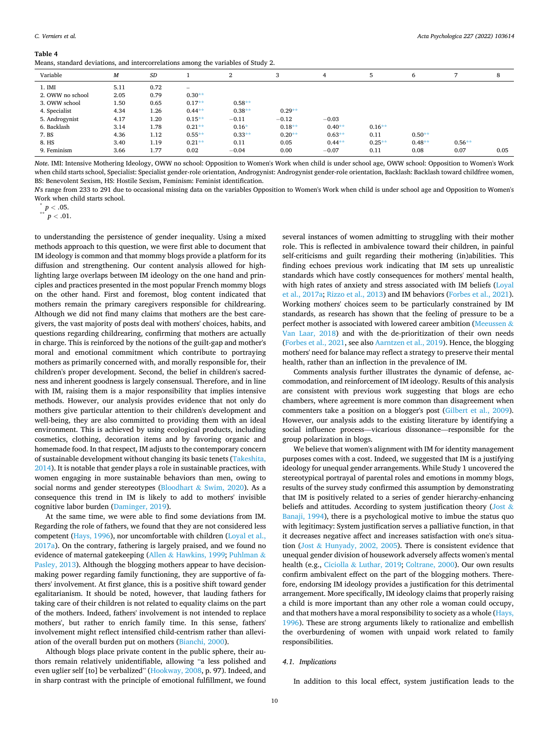**Table 4**
Means, standard deviations, and intercorrelations among the variables of Study 2.

| Variable | M | SD | 1 | 2 | 3 | 4 | 5 | 6 | 7 | 8 |
|---|---|---|---|---|---|---|---|---|---|---|
| 1. IMI | 5.11 | 0.72 | – | | | | | | | |
| 2. OWW no school | 2.05 | 0.79 | 0.30** | | | | | | | |
| 3. OWW school | 1.50 | 0.65 | 0.17** | 0.58** | | | | | | |
| 4. Specialist | 4.34 | 1.26 | 0.44** | 0.38** | 0.29** | | | | | |
| 5. Androgynist | 4.17 | 1.20 | 0.15** | −0.11 | −0.12 | −0.03 | | | | |
| 6. Backlash | 3.14 | 1.78 | 0.21** | 0.16* | 0.18** | 0.40** | 0.16** | | | |
| 7. BS | 4.36 | 1.12 | 0.55** | 0.33** | 0.20** | 0.63** | 0.11 | 0.50** | | |
| 8. HS | 3.40 | 1.19 | 0.21** | 0.11 | 0.05 | 0.44** | 0.25** | 0.48** | 0.56** | |
| 9. Feminism | 3.66 | 1.77 | 0.02 | −0.04 | 0.00 | −0.07 | 0.11 | 0.08 | 0.07 | 0.05 |

*Note.* IMI: Intensive Mothering Ideology, OWW no school: Opposition to Women's Work when child is under school age, OWW school: Opposition to Women's Work when child starts school, Specialist: Specialist gender-role orientation, Androgynist: Androgynist gender-role orientation, Backlash: Backlash toward childfree women, BS: Benevolent Sexism, HS: Hostile Sexism, Feminism: Feminist identification.
*N*'s range from 233 to 291 due to occasional missing data on the variables Opposition to Women's Work when child is under school age and Opposition to Women's Work when child starts school.
* $p < .05$.
** $p < .01$.

to understanding the persistence of gender inequality. Using a mixed methods approach to this question, we were first able to document that IM ideology is common and that mommy blogs provide a platform for its diffusion and strengthening. Our content analysis allowed for highlighting large overlaps between IM ideology on the one hand and principles and practices presented in the most popular French mommy blogs on the other hand. First and foremost, blog content indicated that mothers remain the primary caregivers responsible for childrearing. Although we did not find many claims that mothers are the best caregivers, the vast majority of posts deal with mothers' choices, habits, and questions regarding childrearing, confirming that mothers are actually in charge. This is reinforced by the notions of the guilt-gap and mother's moral and emotional commitment which contribute to portraying mothers as primarily concerned with, and morally responsible for, their children's proper development. Second, the belief in children's sacredness and inherent goodness is largely consensual. Therefore, and in line with IM, raising them is a major responsibility that implies intensive methods. However, our analysis provides evidence that not only do mothers give particular attention to their children's development and well-being, they are also committed to providing them with an ideal environment. This is achieved by using ecological products, including cosmetics, clothing, decoration items and by favoring organic and homemade food. In that respect, IM adjusts to the contemporary concern of sustainable development without changing its basic tenets (Takeshita, 2014). It is notable that gender plays a role in sustainable practices, with women engaging in more sustainable behaviors than men, owing to social norms and gender stereotypes (Bloodhart & Swim, 2020). As a consequence this trend in IM is likely to add to mothers' invisible cognitive labor burden (Daminger, 2019).

At the same time, we were able to find some deviations from IM. Regarding the role of fathers, we found that they are not considered less competent (Hays, 1996), nor uncomfortable with children (Loyal et al., 2017a). On the contrary, fathering is largely praised, and we found no evidence of maternal gatekeeping (Allen & Hawkins, 1999; Puhlman & Pasley, 2013). Although the blogging mothers appear to have decision-making power regarding family functioning, they are supportive of fathers' involvement. At first glance, this is a positive shift toward gender egalitarianism. It should be noted, however, that lauding fathers for taking care of their children is not related to equality claims on the part of the mothers. Indeed, fathers' involvement is not intended to replace mothers', but rather to enrich family time. In this sense, fathers' involvement might reflect intensified child-centrism rather than alleviation of the overall burden put on mothers (Bianchi, 2000).

Although blogs place private content in the public sphere, their authors remain relatively unidentifiable, allowing "a less polished and even uglier self [to] be verbalized" (Hookway, 2008, p. 97). Indeed, and in sharp contrast with the principle of emotional fulfillment, we found several instances of women admitting to struggling with their mother role. This is reflected in ambivalence toward their children, in painful self-criticisms and guilt regarding their mothering (in)abilities. This finding echoes previous work indicating that IM sets up unrealistic standards which have costly consequences for mothers' mental health, with high rates of anxiety and stress associated with IM beliefs (Loyal et al., 2017a; Rizzo et al., 2013) and IM behaviors (Forbes et al., 2021). Working mothers' choices seem to be particularly constrained by IM standards, as research has shown that the feeling of pressure to be a perfect mother is associated with lowered career ambition (Meeussen & Van Laar, 2018) and with the de-prioritization of their own needs (Forbes et al., 2021, see also Aarntzen et al., 2019). Hence, the blogging mothers' need for balance may reflect a strategy to preserve their mental health, rather than an inflection in the prevalence of IM.

Comments analysis further illustrates the dynamic of defense, accommodation, and reinforcement of IM ideology. Results of this analysis are consistent with previous work suggesting that blogs are echo chambers, where agreement is more common than disagreement when commenters take a position on a blogger's post (Gilbert et al., 2009). However, our analysis adds to the existing literature by identifying a social influence process—vicarious dissonance—responsible for the group polarization in blogs.

We believe that women's alignment with IM for identity management purposes comes with a cost. Indeed, we suggested that IM is a justifying ideology for unequal gender arrangements. While Study 1 uncovered the stereotypical portrayal of parental roles and emotions in mommy blogs, results of the survey study confirmed this assumption by demonstrating that IM is positively related to a series of gender hierarchy-enhancing beliefs and attitudes. According to system justification theory (Jost & Banaji, 1994), there is a psychological motive to imbue the status quo with legitimacy: System justification serves a palliative function, in that it decreases negative affect and increases satisfaction with one's situation (Jost & Hunyady, 2002, 2005). There is consistent evidence that unequal gender division of housework adversely affects women's mental health (e.g., Ciciolla & Luthar, 2019; Coltrane, 2000). Our own results confirm ambivalent effect on the part of the blogging mothers. Therefore, endorsing IM ideology provides a justification for this detrimental arrangement. More specifically, IM ideology claims that properly raising a child is more important than any other role a woman could occupy, and that mothers have a moral responsibility to society as a whole (Hays, 1996). These are strong arguments likely to rationalize and embellish the overburdening of women with unpaid work related to family responsibilities.

### 4.1. Implications

In addition to this local effect, system justification leads to the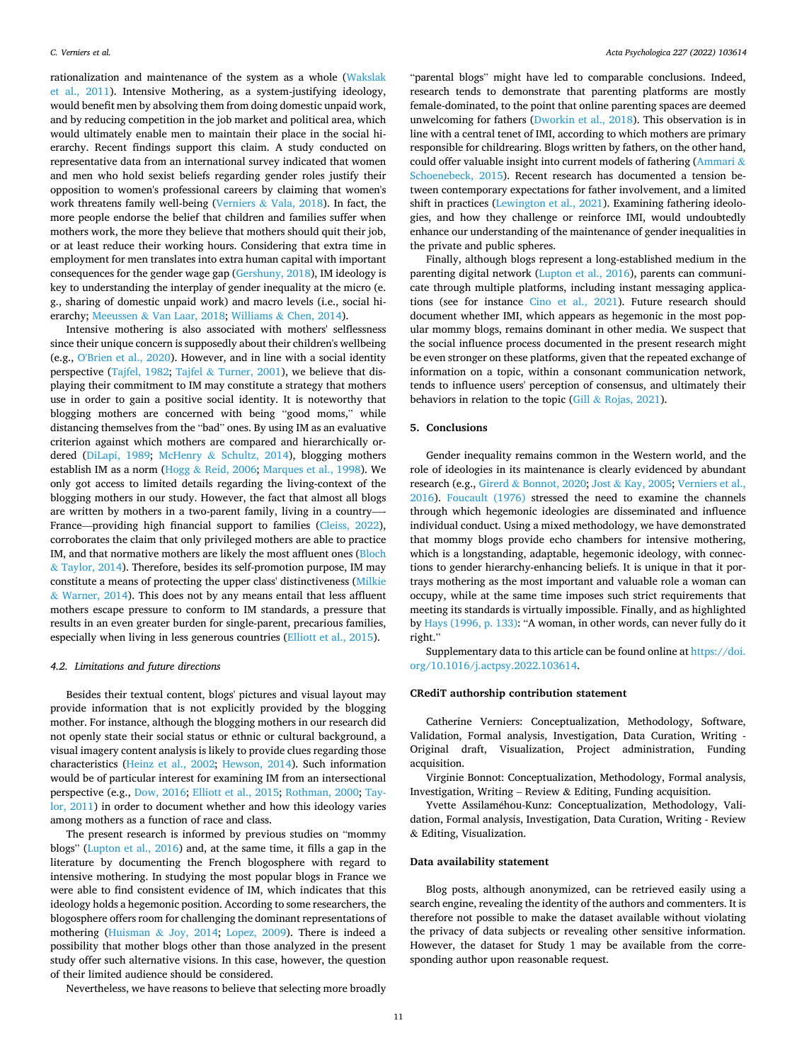rationalization and maintenance of the system as a whole (Wakslak et al., 2011). Intensive Mothering, as a system-justifying ideology, would benefit men by absolving them from doing domestic unpaid work, and by reducing competition in the job market and political area, which would ultimately enable men to maintain their place in the social hierarchy. Recent findings support this claim. A study conducted on representative data from an international survey indicated that women and men who hold sexist beliefs regarding gender roles justify their opposition to women's professional careers by claiming that women's work threatens family well-being (Verniers & Vala, 2018). In fact, the more people endorse the belief that children and families suffer when mothers work, the more they believe that mothers should quit their job, or at least reduce their working hours. Considering that extra time in employment for men translates into extra human capital with important consequences for the gender wage gap (Gershuny, 2018), IM ideology is key to understanding the interplay of gender inequality at the micro (e.g., sharing of domestic unpaid work) and macro levels (i.e., social hierarchy; Meeussen & Van Laar, 2018; Williams & Chen, 2014).

Intensive mothering is also associated with mothers' selflessness since their unique concern is supposedly about their children's wellbeing (e.g., O'Brien et al., 2020). However, and in line with a social identity perspective (Tajfel, 1982; Tajfel & Turner, 2001), we believe that displaying their commitment to IM may constitute a strategy that mothers use in order to gain a positive social identity. It is noteworthy that blogging mothers are concerned with being "good moms," while distancing themselves from the "bad" ones. By using IM as an evaluative criterion against which mothers are compared and hierarchically ordered (DiLapi, 1989; McHenry & Schultz, 2014), blogging mothers establish IM as a norm (Hogg & Reid, 2006; Marques et al., 1998). We only got access to limited details regarding the living-context of the blogging mothers in our study. However, the fact that almost all blogs are written by mothers in a two-parent family, living in a country—-France—providing high financial support to families (Cleiss, 2022), corroborates the claim that only privileged mothers are able to practice IM, and that normative mothers are likely the most affluent ones (Bloch & Taylor, 2014). Therefore, besides its self-promotion purpose, IM may constitute a means of protecting the upper class' distinctiveness (Milkie & Warner, 2014). This does not by any means entail that less affluent mothers escape pressure to conform to IM standards, a pressure that results in an even greater burden for single-parent, precarious families, especially when living in less generous countries (Elliott et al., 2015).

### 4.2. Limitations and future directions

Besides their textual content, blogs' pictures and visual layout may provide information that is not explicitly provided by the blogging mother. For instance, although the blogging mothers in our research did not openly state their social status or ethnic or cultural background, a visual imagery content analysis is likely to provide clues regarding those characteristics (Heinz et al., 2002; Hewson, 2014). Such information would be of particular interest for examining IM from an intersectional perspective (e.g., Dow, 2016; Elliott et al., 2015; Rothman, 2000; Taylor, 2011) in order to document whether and how this ideology varies among mothers as a function of race and class.

The present research is informed by previous studies on "mommy blogs" (Lupton et al., 2016) and, at the same time, it fills a gap in the literature by documenting the French blogosphere with regard to intensive mothering. In studying the most popular blogs in France we were able to find consistent evidence of IM, which indicates that this ideology holds a hegemonic position. According to some researchers, the blogosphere offers room for challenging the dominant representations of mothering (Huisman & Joy, 2014; Lopez, 2009). There is indeed a possibility that mother blogs other than those analyzed in the present study offer such alternative visions. In this case, however, the question of their limited audience should be considered.

Nevertheless, we have reasons to believe that selecting more broadly "parental blogs" might have led to comparable conclusions. Indeed, research tends to demonstrate that parenting platforms are mostly female-dominated, to the point that online parenting spaces are deemed unwelcoming for fathers (Dworkin et al., 2018). This observation is in line with a central tenet of IMI, according to which mothers are primary responsible for childrearing. Blogs written by fathers, on the other hand, could offer valuable insight into current models of fathering (Ammari & Schoenebeck, 2015). Recent research has documented a tension between contemporary expectations for father involvement, and a limited shift in practices (Lewington et al., 2021). Examining fathering ideologies, and how they challenge or reinforce IMI, would undoubtedly enhance our understanding of the maintenance of gender inequalities in the private and public spheres.

Finally, although blogs represent a long-established medium in the parenting digital network (Lupton et al., 2016), parents can communicate through multiple platforms, including instant messaging applications (see for instance Cino et al., 2021). Future research should document whether IMI, which appears as hegemonic in the most popular mommy blogs, remains dominant in other media. We suspect that the social influence process documented in the present research might be even stronger on these platforms, given that the repeated exchange of information on a topic, within a consonant communication network, tends to influence users' perception of consensus, and ultimately their behaviors in relation to the topic (Gill & Rojas, 2021).

## 5. Conclusions

Gender inequality remains common in the Western world, and the role of ideologies in its maintenance is clearly evidenced by abundant research (e.g., Girerd & Bonnot, 2020; Jost & Kay, 2005; Verniers et al., 2016). Foucault (1976) stressed the need to examine the channels through which hegemonic ideologies are disseminated and influence individual conduct. Using a mixed methodology, we have demonstrated that mommy blogs provide echo chambers for intensive mothering, which is a longstanding, adaptable, hegemonic ideology, with connections to gender hierarchy-enhancing beliefs. It is unique in that it portrays mothering as the most important and valuable role a woman can occupy, while at the same time imposes such strict requirements that meeting its standards is virtually impossible. Finally, and as highlighted by Hays (1996, p. 133): "A woman, in other words, can never fully do it right."

Supplementary data to this article can be found online at https://doi.org/10.1016/j.actpsy.2022.103614.

### CRediT authorship contribution statement

Catherine Verniers: Conceptualization, Methodology, Software, Validation, Formal analysis, Investigation, Data Curation, Writing - Original draft, Visualization, Project administration, Funding acquisition.

Virginie Bonnot: Conceptualization, Methodology, Formal analysis, Investigation, Writing – Review & Editing, Funding acquisition.

Yvette Assilaméhou-Kunz: Conceptualization, Methodology, Validation, Formal analysis, Investigation, Data Curation, Writing - Review & Editing, Visualization.

### Data availability statement

Blog posts, although anonymized, can be retrieved easily using a search engine, revealing the identity of the authors and commenters. It is therefore not possible to make the dataset available without violating the privacy of data subjects or revealing other sensitive information. However, the dataset for Study 1 may be available from the corresponding author upon reasonable request.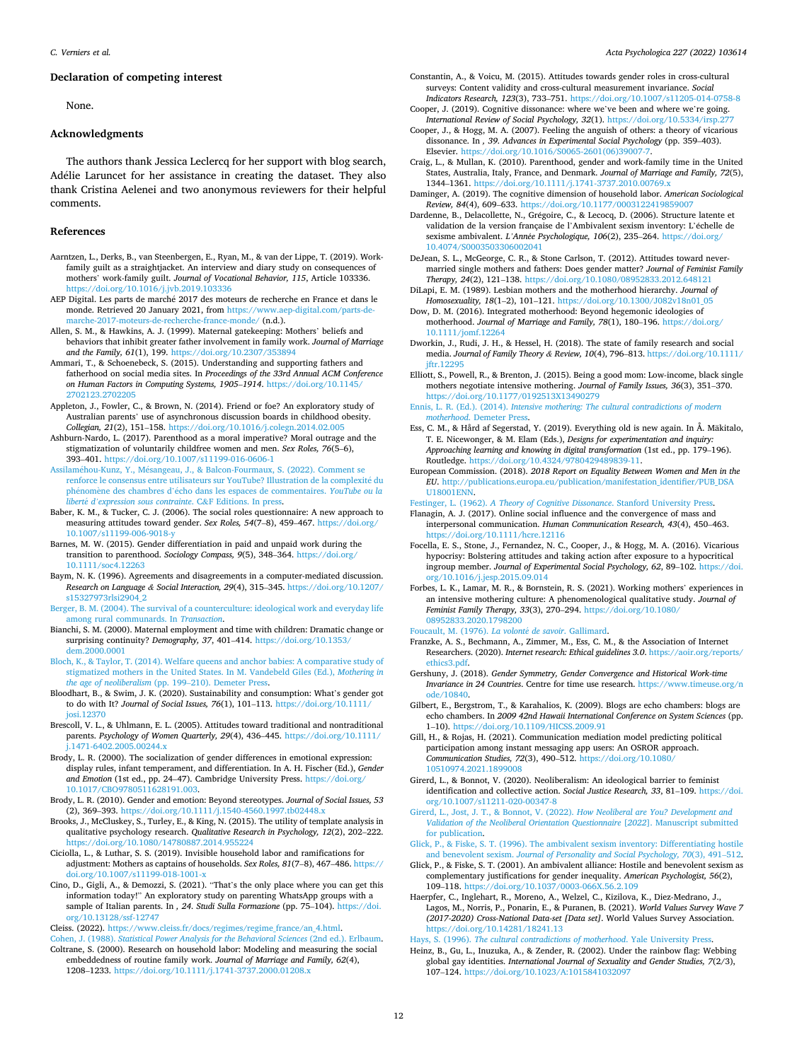## Declaration of competing interest

None.

## Acknowledgments

The authors thank Jessica Leclercq for her support with blog search, Adélie Laruncet for her assistance in creating the dataset. They also thank Cristina Aelenei and two anonymous reviewers for their helpful comments.

## References

Aarntzen, L., Derks, B., van Steenbergen, E., Ryan, M., & van der Lippe, T. (2019). Work-family guilt as a straightjacket. An interview and diary study on consequences of mothers' work-family guilt. *Journal of Vocational Behavior, 115*, Article 103336. https://doi.org/10.1016/j.jvb.2019.103336

AEP Digital. Les parts de marché 2017 des moteurs de recherche en France et dans le monde. Retrieved 20 January 2021, from https://www.aep-digital.com/parts-de-marche-2017-moteurs-de-recherche-france-monde/ (n.d.).

Allen, S. M., & Hawkins, A. J. (1999). Maternal gatekeeping: Mothers' beliefs and behaviors that inhibit greater father involvement in family work. *Journal of Marriage and the Family, 61*(1), 199. https://doi.org/10.2307/353894

Ammari, T., & Schoenebeck, S. (2015). Understanding and supporting fathers and fatherhood on social media sites. In *Proceedings of the 33rd Annual ACM Conference on Human Factors in Computing Systems, 1905–1914*. https://doi.org/10.1145/2702123.2702205

Appleton, J., Fowler, C., & Brown, N. (2014). Friend or foe? An exploratory study of Australian parents' use of asynchronous discussion boards in childhood obesity. *Collegian, 21*(2), 151–158. https://doi.org/10.1016/j.colegn.2014.02.005

Ashburn-Nardo, L. (2017). Parenthood as a moral imperative? Moral outrage and the stigmatization of voluntarily childfree women and men. *Sex Roles, 76*(5–6), 393–401. https://doi.org/10.1007/s11199-016-0606-1

Assilaméhou-Kunz, Y., Mésangeau, J., & Balcon-Fourmaux, S. (2022). Comment se renforce le consensus entre utilisateurs sur YouTube? Illustration de la complexité du phénomène des chambres d'écho dans les espaces de commentaires. *YouTube ou la liberté d'expression sous contrainte*. C&F Editions. In press.

Baber, K. M., & Tucker, C. J. (2006). The social roles questionnaire: A new approach to measuring attitudes toward gender. *Sex Roles, 54*(7–8), 459–467. https://doi.org/10.1007/s11199-006-9018-y

Barnes, M. W. (2015). Gender differentiation in paid and unpaid work during the transition to parenthood. *Sociology Compass, 9*(5), 348–364. https://doi.org/10.1111/soc4.12263

Baym, N. K. (1996). Agreements and disagreements in a computer-mediated discussion. *Research on Language & Social Interaction, 29*(4), 315–345. https://doi.org/10.1207/s15327973rlsi2904_2

Berger, B. M. (2004). The survival of a counterculture: ideological work and everyday life among rural communards. In *Transaction*.

Bianchi, S. M. (2000). Maternal employment and time with children: Dramatic change or surprising continuity? *Demography, 37*, 401–414. https://doi.org/10.1353/dem.2000.0001

Bloch, K., & Taylor, T. (2014). Welfare queens and anchor babies: A comparative study of stigmatized mothers in the United States. In M. Vandebeld Giles (Ed.), *Mothering in the age of neoliberalism* (pp. 199–210). Demeter Press.

Bloodhart, B., & Swim, J. K. (2020). Sustainability and consumption: What's gender got to do with It? *Journal of Social Issues, 76*(1), 101–113. https://doi.org/10.1111/josi.12370

Brescoll, V. L., & Uhlmann, E. L. (2005). Attitudes toward traditional and nontraditional parents. *Psychology of Women Quarterly, 29*(4), 436–445. https://doi.org/10.1111/j.1471-6402.2005.00244.x

Brody, L. R. (2000). The socialization of gender differences in emotional expression: display rules, infant temperament, and differentiation. In A. H. Fischer (Ed.), *Gender and Emotion* (1st ed., pp. 24–47). Cambridge University Press. https://doi.org/10.1017/CBO9780511628191.003.

Brody, L. R. (2010). Gender and emotion: Beyond stereotypes. *Journal of Social Issues, 53* (2), 369–393. https://doi.org/10.1111/j.1540-4560.1997.tb02448.x

Brooks, J., McCluskey, S., Turley, E., & King, N. (2015). The utility of template analysis in qualitative psychology research. *Qualitative Research in Psychology, 12*(2), 202–222. https://doi.org/10.1080/14780887.2014.955224

Ciciolla, L., & Luthar, S. S. (2019). Invisible household labor and ramifications for adjustment: Mothers as captains of households. *Sex Roles, 81*(7–8), 467–486. https://doi.org/10.1007/s11199-018-1001-x

Cino, D., Gigli, A., & Demozzi, S. (2021). "That's the only place where you can get this information today!" An exploratory study on parenting WhatsApp groups with a sample of Italian parents. In *, 24. Studi Sulla Formazione* (pp. 75–104). https://doi.org/10.13128/ssf-12747

Cleiss. (2022). https://www.cleiss.fr/docs/regimes/regime_france/an_4.html.

Cohen, J. (1988). *Statistical Power Analysis for the Behavioral Sciences* (2nd ed.). Erlbaum.

Coltrane, S. (2000). Research on household labor: Modeling and measuring the social embeddedness of routine family work. *Journal of Marriage and Family, 62*(4), 1208–1233. https://doi.org/10.1111/j.1741-3737.2000.01208.x

Constantin, A., & Voicu, M. (2015). Attitudes towards gender roles in cross-cultural surveys: Content validity and cross-cultural measurement invariance. *Social Indicators Research, 123*(3), 733–751. https://doi.org/10.1007/s11205-014-0758-8

Cooper, J. (2019). Cognitive dissonance: where we've been and where we're going. *International Review of Social Psychology, 32*(1). https://doi.org/10.5334/irsp.277

Cooper, J., & Hogg, M. A. (2007). Feeling the anguish of others: a theory of vicarious dissonance. In *, 39. Advances in Experimental Social Psychology* (pp. 359–403). Elsevier. https://doi.org/10.1016/S0065-2601(06)39007-7.

Craig, L., & Mullan, K. (2010). Parenthood, gender and work-family time in the United States, Australia, Italy, France, and Denmark. *Journal of Marriage and Family, 72*(5), 1344–1361. https://doi.org/10.1111/j.1741-3737.2010.00769.x

Daminger, A. (2019). The cognitive dimension of household labor. *American Sociological Review, 84*(4), 609–633. https://doi.org/10.1177/0003122419859007

Dardenne, B., Delacollette, N., Grégoire, C., & Lecocq, D. (2006). Structure latente et validation de la version française de l'Ambivalent sexism inventory: L'échelle de sexisme ambivalent. *L'Année Psychologique, 106*(2), 235–264. https://doi.org/10.4074/S0003503306002041

DeJean, S. L., McGeorge, C. R., & Stone Carlson, T. (2012). Attitudes toward never-married single mothers and fathers: Does gender matter? *Journal of Feminist Family Therapy, 24*(2), 121–138. https://doi.org/10.1080/08952833.2012.648121

DiLapi, E. M. (1989). Lesbian mothers and the motherhood hierarchy. *Journal of Homosexuality, 18*(1–2), 101–121. https://doi.org/10.1300/J082v18n01_05

Dow, D. M. (2016). Integrated motherhood: Beyond hegemonic ideologies of motherhood. *Journal of Marriage and Family, 78*(1), 180–196. https://doi.org/10.1111/jomf.12264

Dworkin, J., Rudi, J. H., & Hessel, H. (2018). The state of family research and social media. *Journal of Family Theory & Review, 10*(4), 796–813. https://doi.org/10.1111/jftr.12295

Elliott, S., Powell, R., & Brenton, J. (2015). Being a good mom: Low-income, black single mothers negotiate intensive mothering. *Journal of Family Issues, 36*(3), 351–370. https://doi.org/10.1177/0192513X13490279

Ennis, L. R. (Ed.). (2014). *Intensive mothering: The cultural contradictions of modern motherhood.* Demeter Press.

Ess, C. M., & Hård af Segerstad, Y. (2019). Everything old is new again. In Å. Mäkitalo, T. E. Nicewonger, & M. Elam (Eds.), *Designs for experimentation and inquiry: Approaching learning and knowing in digital transformation* (1st ed., pp. 179–196). Routledge. https://doi.org/10.4324/9780429489839-11.

European Commission. (2018). *2018 Report on Equality Between Women and Men in the EU*. http://publications.europa.eu/publication/manifestation_identifier/PUB_DSAU18001ENN.

Festinger, L. (1962). *A Theory of Cognitive Dissonance*. Stanford University Press.

Flanagin, A. J. (2017). Online social influence and the convergence of mass and interpersonal communication. *Human Communication Research, 43*(4), 450–463. https://doi.org/10.1111/hcre.12116

Focella, E. S., Stone, J., Fernandez, N. C., Cooper, J., & Hogg, M. A. (2016). Vicarious hypocrisy: Bolstering attitudes and taking action after exposure to a hypocritical ingroup member. *Journal of Experimental Social Psychology, 62*, 89–102. https://doi.org/10.1016/j.jesp.2015.09.014

Forbes, L. K., Lamar, M. R., & Bornstein, R. S. (2021). Working mothers' experiences in an intensive mothering culture: A phenomenological qualitative study. *Journal of Feminist Family Therapy, 33*(3), 270–294. https://doi.org/10.1080/08952833.2020.1798200

Foucault, M. (1976). *La volonté de savoir.* Gallimard.

Franzke, A. S., Bechmann, A., Zimmer, M., Ess, C. M., & the Association of Internet Researchers. (2020). *Internet research: Ethical guidelines 3.0*. https://aoir.org/reports/ethics3.pdf.

Gershuny, J. (2018). *Gender Symmetry, Gender Convergence and Historical Work-time Invariance in 24 Countries*. Centre for time use research. https://www.timeuse.org/node/10840.

Gilbert, E., Bergstrom, T., & Karahalios, K. (2009). Blogs are echo chambers: blogs are echo chambers. In *2009 42nd Hawaii International Conference on System Sciences* (pp. 1–10). https://doi.org/10.1109/HICSS.2009.91

Gill, H., & Rojas, H. (2021). Communication mediation model predicting political participation among instant messaging app users: An OSROR approach. *Communication Studies, 72*(3), 490–512. https://doi.org/10.1080/10510974.2021.1899008

Girerd, L., & Bonnot, V. (2020). Neoliberalism: An ideological barrier to feminist identification and collective action. *Social Justice Research, 33*, 81–109. https://doi.org/10.1007/s11211-020-00347-8

Girerd, L., Jost, J. T., & Bonnot, V. (2022). *How Neoliberal are You? Development and Validation of the Neoliberal Orientation Questionnaire* [2022]. Manuscript submitted for publication.

Glick, P., & Fiske, S. T. (1996). The ambivalent sexism inventory: Differentiating hostile and benevolent sexism. *Journal of Personality and Social Psychology, 70*(3), 491–512.

Glick, P., & Fiske, S. T. (2001). An ambivalent alliance: Hostile and benevolent sexism as complementary justifications for gender inequality. *American Psychologist, 56*(2), 109–118. https://doi.org/10.1037/0003-066X.56.2.109

Haerpfer, C., Inglehart, R., Moreno, A., Welzel, C., Kizilova, K., Diez-Medrano, J., Lagos, M., Norris, P., Ponarin, E., & Puranen, B. (2021). *World Values Survey Wave 7 (2017-2020) Cross-National Data-set [Data set]*. World Values Survey Association. https://doi.org/10.14281/18241.13

Hays, S. (1996). *The cultural contradictions of motherhood.* Yale University Press.

Heinz, B., Gu, L., Inuzuka, A., & Zender, R. (2002). Under the rainbow flag: Webbing global gay identities. *International Journal of Sexuality and Gender Studies, 7*(2/3), 107–124. https://doi.org/10.1023/A:1015841032097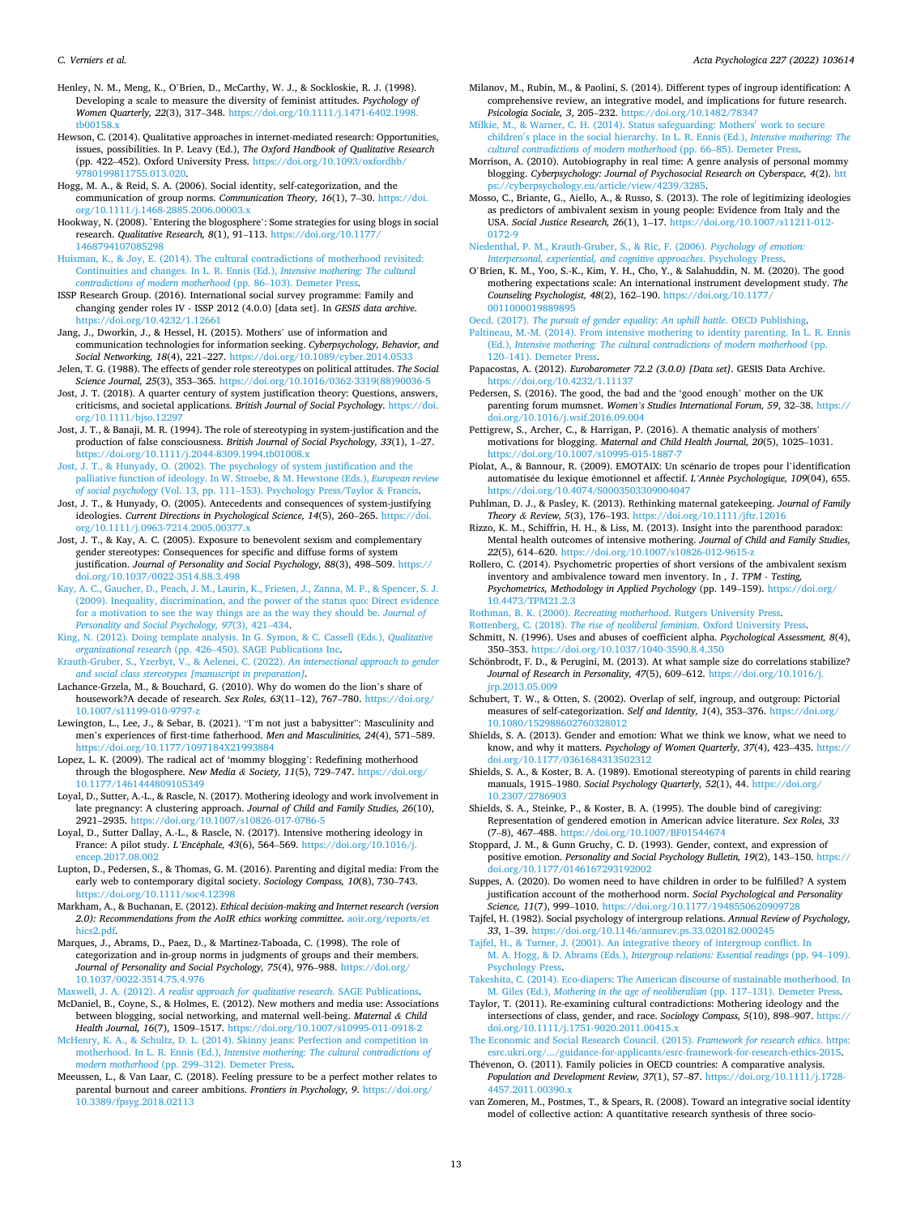Henley, N. M., Meng, K., O'Brien, D., McCarthy, W. J., & Sockloskie, R. J. (1998). Developing a scale to measure the diversity of feminist attitudes. *Psychology of Women Quarterly, 22*(3), 317–348. https://doi.org/10.1111/j.1471-6402.1998.tb00158.x

Hewson, C. (2014). Qualitative approaches in internet-mediated research: Opportunities, issues, possibilities. In P. Leavy (Ed.), *The Oxford Handbook of Qualitative Research* (pp. 422–452). Oxford University Press. https://doi.org/10.1093/oxfordhb/9780199811755.013.020.

Hogg, M. A., & Reid, S. A. (2006). Social identity, self-categorization, and the communication of group norms. *Communication Theory, 16*(1), 7–30. https://doi.org/10.1111/j.1468-2885.2006.00003.x

Hookway, N. (2008). `Entering the blogosphere': Some strategies for using blogs in social research. *Qualitative Research, 8*(1), 91–113. https://doi.org/10.1177/1468794107085298

Huisman, K., & Joy, E. (2014). The cultural contradictions of motherhood revisited: Continuities and changes. In L. R. Ennis (Ed.), *Intensive mothering: The cultural contradictions of modern motherhood* (pp. 86–103). Demeter Press.

ISSP Research Group. (2016). International social survey programme: Family and changing gender roles IV - ISSP 2012 (4.0.0) [data set]. In *GESIS data archive*. https://doi.org/10.4232/1.12661

Jang, J., Dworkin, J., & Hessel, H. (2015). Mothers' use of information and communication technologies for information seeking. *Cyberpsychology, Behavior, and Social Networking, 18*(4), 221–227. https://doi.org/10.1089/cyber.2014.0533

Jelen, T. G. (1988). The effects of gender role stereotypes on political attitudes. *The Social Science Journal, 25*(3), 353–365. https://doi.org/10.1016/0362-3319(88)90036-5

Jost, J. T. (2018). A quarter century of system justification theory: Questions, answers, criticisms, and societal applications. *British Journal of Social Psychology*. https://doi.org/10.1111/bjso.12297

Jost, J. T., & Banaji, M. R. (1994). The role of stereotyping in system-justification and the production of false consciousness. *British Journal of Social Psychology, 33*(1), 1–27. https://doi.org/10.1111/j.2044-8309.1994.tb01008.x

Jost, J. T., & Hunyady, O. (2002). The psychology of system justification and the palliative function of ideology. In W. Stroebe, & M. Hewstone (Eds.), *European review of social psychology* (Vol. 13, pp. 111–153). Psychology Press/Taylor & Francis.

Jost, J. T., & Hunyady, O. (2005). Antecedents and consequences of system-justifying ideologies. *Current Directions in Psychological Science, 14*(5), 260–265. https://doi.org/10.1111/j.0963-7214.2005.00377.x

Jost, J. T., & Kay, A. C. (2005). Exposure to benevolent sexism and complementary gender stereotypes: Consequences for specific and diffuse forms of system justification. *Journal of Personality and Social Psychology, 88*(3), 498–509. https://doi.org/10.1037/0022-3514.88.3.498

Kay, A. C., Gaucher, D., Peach, J. M., Laurin, K., Friesen, J., Zanna, M. P., & Spencer, S. J. (2009). Inequality, discrimination, and the power of the status quo: Direct evidence for a motivation to see the way things are as the way they should be. *Journal of Personality and Social Psychology, 97*(3), 421–434.

King, N. (2012). Doing template analysis. In G. Symon, & C. Cassell (Eds.), *Qualitative organizational research* (pp. 426–450). SAGE Publications Inc.

Krauth-Gruber, S., Yzerbyt, V., & Aelenei, C. (2022). *An intersectional approach to gender and social class stereotypes [manuscript in preparation]*.

Lachance-Grzela, M., & Bouchard, G. (2010). Why do women do the lion's share of housework?A decade of research. *Sex Roles, 63*(11–12), 767–780. https://doi.org/10.1007/s11199-010-9797-z

Lewington, L., Lee, J., & Sebar, B. (2021). "I'm not just a babysitter": Masculinity and men's experiences of first-time fatherhood. *Men and Masculinities, 24*(4), 571–589. https://doi.org/10.1177/1097184X21993884

Lopez, L. K. (2009). The radical act of 'mommy blogging': Redefining motherhood through the blogosphere. *New Media & Society, 11*(5), 729–747. https://doi.org/10.1177/1461444809105349

Loyal, D., Sutter, A.-L., & Rascle, N. (2017). Mothering ideology and work involvement in late pregnancy: A clustering approach. *Journal of Child and Family Studies, 26*(10), 2921–2935. https://doi.org/10.1007/s10826-017-0786-5

Loyal, D., Sutter Dallay, A.-L., & Rascle, N. (2017). Intensive mothering ideology in France: A pilot study. *L'Encéphale, 43*(6), 564–569. https://doi.org/10.1016/j.encep.2017.08.002

Lupton, D., Pedersen, S., & Thomas, G. M. (2016). Parenting and digital media: From the early web to contemporary digital society. *Sociology Compass, 10*(8), 730–743. https://doi.org/10.1111/soc4.12398

Markham, A., & Buchanan, E. (2012). *Ethical decision-making and Internet research (version 2.0): Recommendations from the AoIR ethics working committee*. aoir.org/reports/ethics2.pdf.

Marques, J., Abrams, D., Paez, D., & Martinez-Taboada, C. (1998). The role of categorization and in-group norms in judgments of groups and their members. *Journal of Personality and Social Psychology, 75*(4), 976–988. https://doi.org/10.1037/0022-3514.75.4.976

Maxwell, J. A. (2012). *A realist approach for qualitative research*. SAGE Publications.

McDaniel, B., Coyne, S., & Holmes, E. (2012). New mothers and media use: Associations between blogging, social networking, and maternal well-being. *Maternal & Child Health Journal, 16*(7), 1509–1517. https://doi.org/10.1007/s10995-011-0918-2

McHenry, K. A., & Schultz, D. L. (2014). Skinny jeans: Perfection and competition in motherhood. In L. R. Ennis (Ed.), *Intensive mothering: The cultural contradictions of modern motherhood* (pp. 299–312). Demeter Press.

Meeussen, L., & Van Laar, C. (2018). Feeling pressure to be a perfect mother relates to parental burnout and career ambitions. *Frontiers in Psychology, 9*. https://doi.org/10.3389/fpsyg.2018.02113

Milanov, M., Rubin, M., & Paolini, S. (2014). Different types of ingroup identification: A comprehensive review, an integrative model, and implications for future research. *Psicologia Sociale, 3*, 205–232. https://doi.org/10.1482/78347

Milkie, M., & Warner, C. H. (2014). Status safeguarding: Mothers' work to secure children's place in the social hierarchy. In L. R. Ennis (Ed.), *Intensive mothering: The cultural contradictions of modern motherhood* (pp. 66–85). Demeter Press.

Morrison, A. (2010). Autobiography in real time: A genre analysis of personal mommy blogging. *Cyberpsychology: Journal of Psychosocial Research on Cyberspace, 4*(2). https://cyberpsychology.eu/article/view/4239/3285.

Mosso, C., Briante, G., Aiello, A., & Russo, S. (2013). The role of legitimizing ideologies as predictors of ambivalent sexism in young people: Evidence from Italy and the USA. *Social Justice Research, 26*(1), 1–17. https://doi.org/10.1007/s11211-012-0172-9

Niedenthal, P. M., Krauth-Gruber, S., & Ric, F. (2006). *Psychology of emotion: Interpersonal, experiential, and cognitive approaches*. Psychology Press.

O'Brien, K. M., Yoo, S.-K., Kim, Y. H., Cho, Y., & Salahuddin, N. M. (2020). The good mothering expectations scale: An international instrument development study. *The Counseling Psychologist, 48*(2), 162–190. https://doi.org/10.1177/0011000019889895

Oecd. (2017). *The pursuit of gender equality: An uphill battle*. OECD Publishing.

Paltineau, M.-M. (2014). From intensive mothering to identity parenting. In L. R. Ennis (Ed.), *Intensive mothering: The cultural contradictions of modern motherhood* (pp. 120–141). Demeter Press.

Papacostas, A. (2012). *Eurobarometer 72.2 (3.0.0) [Data set]*. GESIS Data Archive. https://doi.org/10.4232/1.11137

Pedersen, S. (2016). The good, the bad and the 'good enough' mother on the UK parenting forum mumsnet. *Women's Studies International Forum, 59*, 32–38. https://doi.org/10.1016/j.wsif.2016.09.004

Pettigrew, S., Archer, C., & Harrigan, P. (2016). A thematic analysis of mothers' motivations for blogging. *Maternal and Child Health Journal, 20*(5), 1025–1031. https://doi.org/10.1007/s10995-015-1887-7

Piolat, A., & Bannour, R. (2009). EMOTAIX: Un scénario de tropes pour l'identification automatisée du lexique émotionnel et affectif. *L'Année Psychologique, 109*(04), 655. https://doi.org/10.4074/S0003503309004047

Puhlman, D. J., & Pasley, K. (2013). Rethinking maternal gatekeeping. *Journal of Family Theory & Review, 5*(3), 176–193. https://doi.org/10.1111/jftr.12016

Rizzo, K. M., Schiffrin, H. H., & Liss, M. (2013). Insight into the parenthood paradox: Mental health outcomes of intensive mothering. *Journal of Child and Family Studies, 22*(5), 614–620. https://doi.org/10.1007/s10826-012-9615-z

Rollero, C. (2014). Psychometric properties of short versions of the ambivalent sexism inventory and ambivalence toward men inventory. In , *1. TPM - Testing, Psychometrics, Methodology in Applied Psychology* (pp. 149–159). https://doi.org/10.4473/TPM21.2.3

Rothman, B. K. (2000). *Recreating motherhood*. Rutgers University Press.

Rottenberg, C. (2018). *The rise of neoliberal feminism*. Oxford University Press.

Schmitt, N. (1996). Uses and abuses of coefficient alpha. *Psychological Assessment, 8*(4), 350–353. https://doi.org/10.1037/1040-3590.8.4.350

Schönbrodt, F. D., & Perugini, M. (2013). At what sample size do correlations stabilize? *Journal of Research in Personality, 47*(5), 609–612. https://doi.org/10.1016/j.jrp.2013.05.009

Schubert, T. W., & Otten, S. (2002). Overlap of self, ingroup, and outgroup: Pictorial measures of self-categorization. *Self and Identity, 1*(4), 353–376. https://doi.org/10.1080/152988602760328012

Shields, S. A. (2013). Gender and emotion: What we think we know, what we need to know, and why it matters. *Psychology of Women Quarterly, 37*(4), 423–435. https://doi.org/10.1177/0361684313502312

Shields, S. A., & Koster, B. A. (1989). Emotional stereotyping of parents in child rearing manuals, 1915–1980. *Social Psychology Quarterly, 52*(1), 44. https://doi.org/10.2307/2786903

Shields, S. A., Steinke, P., & Koster, B. A. (1995). The double bind of caregiving: Representation of gendered emotion in American advice literature. *Sex Roles, 33* (7–8), 467–488. https://doi.org/10.1007/BF01544674

Stoppard, J. M., & Gunn Gruchy, C. D. (1993). Gender, context, and expression of positive emotion. *Personality and Social Psychology Bulletin, 19*(2), 143–150. https://doi.org/10.1177/0146167293192002

Suppes, A. (2020). Do women need to have children in order to be fulfilled? A system justification account of the motherhood norm. *Social Psychological and Personality Science, 11*(7), 999–1010. https://doi.org/10.1177/1948550620909728

Tajfel, H. (1982). Social psychology of intergroup relations. *Annual Review of Psychology, 33*, 1–39. https://doi.org/10.1146/annurev.ps.33.020182.000245

Tajfel, H., & Turner, J. (2001). An integrative theory of intergroup conflict. In M. A. Hogg, & D. Abrams (Eds.), *Intergroup relations: Essential readings* (pp. 94–109). Psychology Press.

Takeshita, C. (2014). Eco-diapers: The American discourse of sustainable motherhood. In M. Giles (Ed.), *Mothering in the age of neoliberalism* (pp. 117–131). Demeter Press.

Taylor, T. (2011). Re-examining cultural contradictions: Mothering ideology and the intersections of class, gender, and race. *Sociology Compass, 5*(10), 898–907. https://doi.org/10.1111/j.1751-9020.2011.00415.x

The Economic and Social Research Council. (2015). *Framework for research ethics*. https://esrc.ukri.org/.../guidance-for-applicants/esrc-framework-for-research-ethics-2015.

Thévenon, O. (2011). Family policies in OECD countries: A comparative analysis. *Population and Development Review, 37*(1), 57–87. https://doi.org/10.1111/j.1728-4457.2011.00390.x

van Zomeren, M., Postmes, T., & Spears, R. (2008). Toward an integrative social identity model of collective action: A quantitative research synthesis of three socio-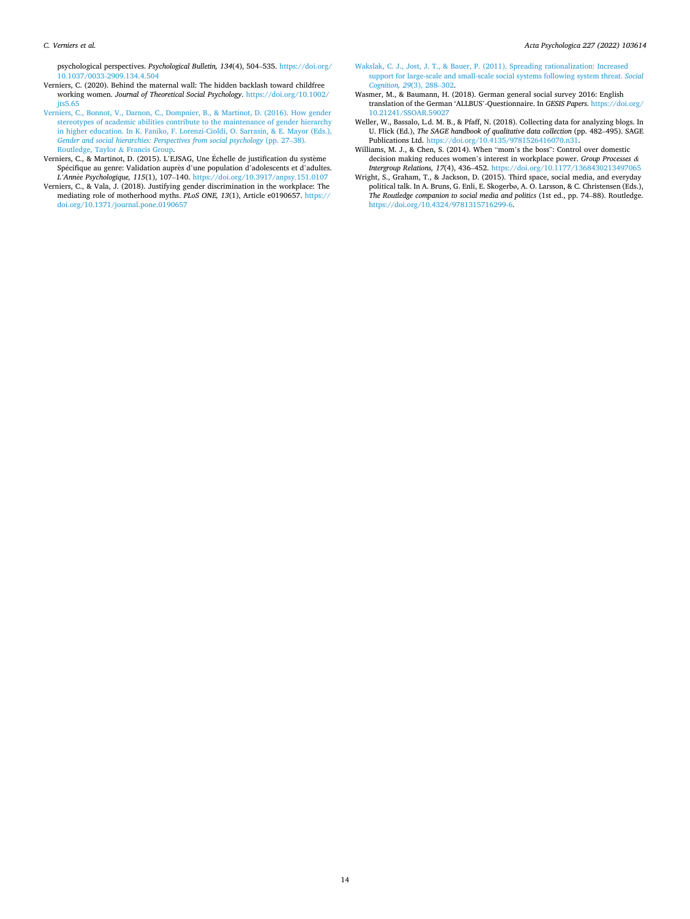psychological perspectives. *Psychological Bulletin, 134*(4), 504–535. https://doi.org/10.1037/0033-2909.134.4.504

Verniers, C. (2020). Behind the maternal wall: The hidden backlash toward childfree working women. *Journal of Theoretical Social Psychology*. https://doi.org/10.1002/jts5.65

Verniers, C., Bonnot, V., Darnon, C., Dompnier, B., & Martinot, D. (2016). How gender stereotypes of academic abilities contribute to the maintenance of gender hierarchy in higher education. In K. Faniko, F. Lorenzi-Cioldi, O. Sarrasin, & E. Mayor (Eds.), *Gender and social hierarchies: Perspectives from social psychology* (pp. 27–38). Routledge, Taylor & Francis Group.

Verniers, C., & Martinot, D. (2015). L'EJSAG, Une Échelle de justification du système Spécifique au genre: Validation auprès d`une population d'adolescents et d`adultes. *L'Année Psychologique, 115*(1), 107–140. https://doi.org/10.3917/anpsy.151.0107

Verniers, C., & Vala, J. (2018). Justifying gender discrimination in the workplace: The mediating role of motherhood myths. *PLoS ONE, 13*(1), Article e0190657. https://doi.org/10.1371/journal.pone.0190657

Wakslak, C. J., Jost, J. T., & Bauer, P. (2011). Spreading rationalization: Increased support for large-scale and small-scale social systems following system threat. *Social Cognition, 29*(3), 288–302.

Wasmer, M., & Baumann, H. (2018). German general social survey 2016: English translation of the German 'ALLBUS'-Questionnaire. In *GESIS Papers*. https://doi.org/10.21241/SSOAR.59027

Weller, W., Bassalo, L.d. M. B., & Pfaff, N. (2018). Collecting data for analyzing blogs. In U. Flick (Ed.), *The SAGE handbook of qualitative data collection* (pp. 482–495). SAGE Publications Ltd. https://doi.org/10.4135/9781526416070.n31.

Williams, M. J., & Chen, S. (2014). When "mom's the boss": Control over domestic decision making reduces women's interest in workplace power. *Group Processes & Intergroup Relations, 17*(4), 436–452. https://doi.org/10.1177/1368430213497065

Wright, S., Graham, T., & Jackson, D. (2015). Third space, social media, and everyday political talk. In A. Bruns, G. Enli, E. Skogerbø, A. O. Larsson, & C. Christensen (Eds.), *The Routledge companion to social media and politics* (1st ed., pp. 74–88). Routledge. https://doi.org/10.4324/9781315716299-6.